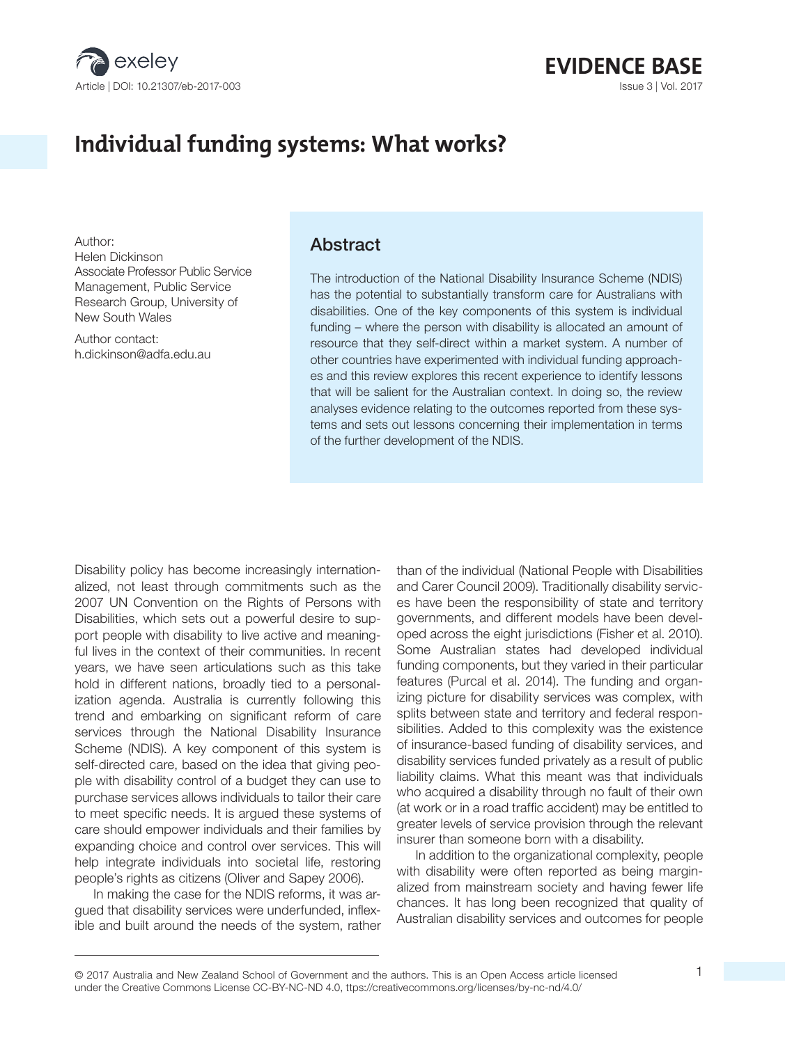# Individual funding systems: What works?

Author:
Helen Dickinson
Associate Professor Public Service Management, Public Service Research Group, University of New South Wales

Author contact:
h.dickinson@adfa.edu.au

## Abstract

The introduction of the National Disability Insurance Scheme (NDIS) has the potential to substantially transform care for Australians with disabilities. One of the key components of this system is individual funding – where the person with disability is allocated an amount of resource that they self-direct within a market system. A number of other countries have experimented with individual funding approaches and this review explores this recent experience to identify lessons that will be salient for the Australian context. In doing so, the review analyses evidence relating to the outcomes reported from these systems and sets out lessons concerning their implementation in terms of the further development of the NDIS.

Disability policy has become increasingly internationalized, not least through commitments such as the 2007 UN Convention on the Rights of Persons with Disabilities, which sets out a powerful desire to support people with disability to live active and meaningful lives in the context of their communities. In recent years, we have seen articulations such as this take hold in different nations, broadly tied to a personalization agenda. Australia is currently following this trend and embarking on significant reform of care services through the National Disability Insurance Scheme (NDIS). A key component of this system is self-directed care, based on the idea that giving people with disability control of a budget they can use to purchase services allows individuals to tailor their care to meet specific needs. It is argued these systems of care should empower individuals and their families by expanding choice and control over services. This will help integrate individuals into societal life, restoring people's rights as citizens (Oliver and Sapey 2006).

In making the case for the NDIS reforms, it was argued that disability services were underfunded, inflexible and built around the needs of the system, rather than of the individual (National People with Disabilities and Carer Council 2009). Traditionally disability services have been the responsibility of state and territory governments, and different models have been developed across the eight jurisdictions (Fisher et al. 2010). Some Australian states had developed individual funding components, but they varied in their particular features (Purcal et al. 2014). The funding and organizing picture for disability services was complex, with splits between state and territory and federal responsibilities. Added to this complexity was the existence of insurance-based funding of disability services, and disability services funded privately as a result of public liability claims. What this meant was that individuals who acquired a disability through no fault of their own (at work or in a road traffic accident) may be entitled to greater levels of service provision through the relevant insurer than someone born with a disability.

In addition to the organizational complexity, people with disability were often reported as being marginalized from mainstream society and having fewer life chances. It has long been recognized that quality of Australian disability services and outcomes for people

© 2017 Australia and New Zealand School of Government and the authors. This is an Open Access article licensed under the Creative Commons License CC-BY-NC-ND 4.0, ttps://creativecommons.org/licenses/by-nc-nd/4.0/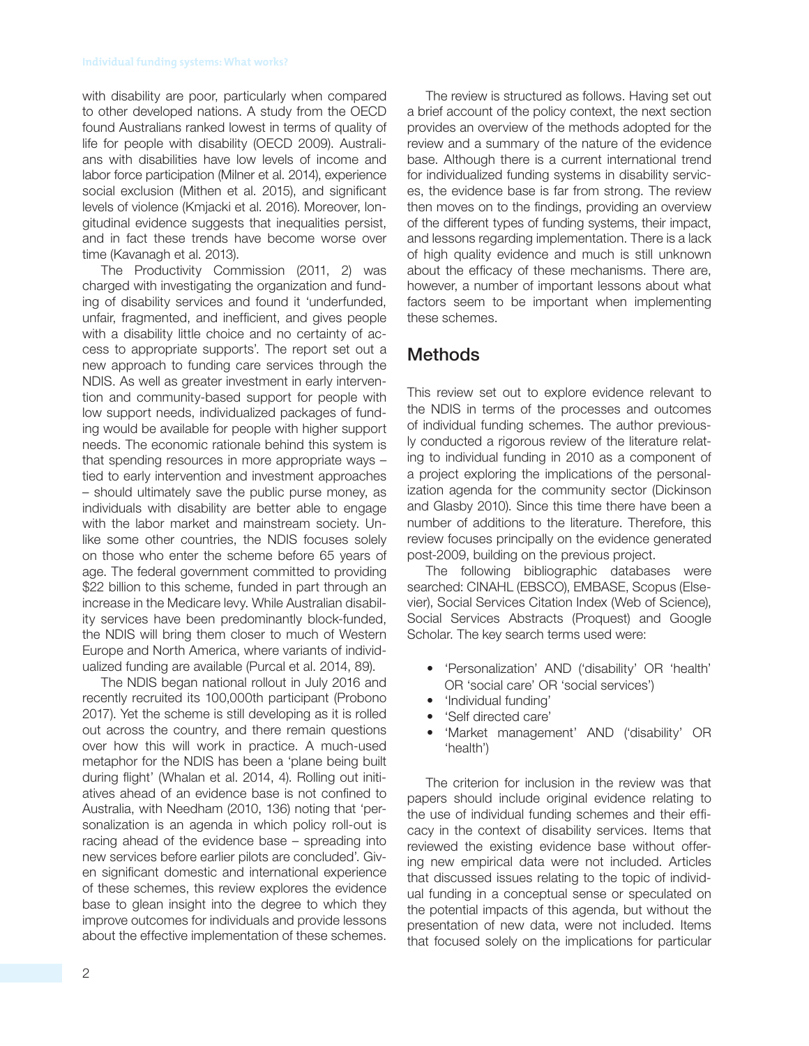with disability are poor, particularly when compared to other developed nations. A study from the OECD found Australians ranked lowest in terms of quality of life for people with disability (OECD 2009). Australians with disabilities have low levels of income and labor force participation (Milner et al. 2014), experience social exclusion (Mithen et al. 2015), and significant levels of violence (Krnjacki et al. 2016). Moreover, longitudinal evidence suggests that inequalities persist, and in fact these trends have become worse over time (Kavanagh et al. 2013).

The Productivity Commission (2011, 2) was charged with investigating the organization and funding of disability services and found it 'underfunded, unfair, fragmented, and inefficient, and gives people with a disability little choice and no certainty of access to appropriate supports'. The report set out a new approach to funding care services through the NDIS. As well as greater investment in early intervention and community-based support for people with low support needs, individualized packages of funding would be available for people with higher support needs. The economic rationale behind this system is that spending resources in more appropriate ways – tied to early intervention and investment approaches – should ultimately save the public purse money, as individuals with disability are better able to engage with the labor market and mainstream society. Unlike some other countries, the NDIS focuses solely on those who enter the scheme before 65 years of age. The federal government committed to providing $22 billion to this scheme, funded in part through an increase in the Medicare levy. While Australian disability services have been predominantly block-funded, the NDIS will bring them closer to much of Western Europe and North America, where variants of individualized funding are available (Purcal et al. 2014, 89).

The NDIS began national rollout in July 2016 and recently recruited its 100,000th participant (Probono 2017). Yet the scheme is still developing as it is rolled out across the country, and there remain questions over how this will work in practice. A much-used metaphor for the NDIS has been a 'plane being built during flight' (Whalan et al. 2014, 4). Rolling out initiatives ahead of an evidence base is not confined to Australia, with Needham (2010, 136) noting that 'personalization is an agenda in which policy roll-out is racing ahead of the evidence base – spreading into new services before earlier pilots are concluded'. Given significant domestic and international experience of these schemes, this review explores the evidence base to glean insight into the degree to which they improve outcomes for individuals and provide lessons about the effective implementation of these schemes.

The review is structured as follows. Having set out a brief account of the policy context, the next section provides an overview of the methods adopted for the review and a summary of the nature of the evidence base. Although there is a current international trend for individualized funding systems in disability services, the evidence base is far from strong. The review then moves on to the findings, providing an overview of the different types of funding systems, their impact, and lessons regarding implementation. There is a lack of high quality evidence and much is still unknown about the efficacy of these mechanisms. There are, however, a number of important lessons about what factors seem to be important when implementing these schemes.

## Methods

This review set out to explore evidence relevant to the NDIS in terms of the processes and outcomes of individual funding schemes. The author previously conducted a rigorous review of the literature relating to individual funding in 2010 as a component of a project exploring the implications of the personalization agenda for the community sector (Dickinson and Glasby 2010). Since this time there have been a number of additions to the literature. Therefore, this review focuses principally on the evidence generated post-2009, building on the previous project.

The following bibliographic databases were searched: CINAHL (EBSCO), EMBASE, Scopus (Elsevier), Social Services Citation Index (Web of Science), Social Services Abstracts (Proquest) and Google Scholar. The key search terms used were:

- 'Personalization' AND ('disability' OR 'health' OR 'social care' OR 'social services')
- 'Individual funding'
- 'Self directed care'
- 'Market management' AND ('disability' OR 'health')

The criterion for inclusion in the review was that papers should include original evidence relating to the use of individual funding schemes and their efficacy in the context of disability services. Items that reviewed the existing evidence base without offering new empirical data were not included. Articles that discussed issues relating to the topic of individual funding in a conceptual sense or speculated on the potential impacts of this agenda, but without the presentation of new data, were not included. Items that focused solely on the implications for particular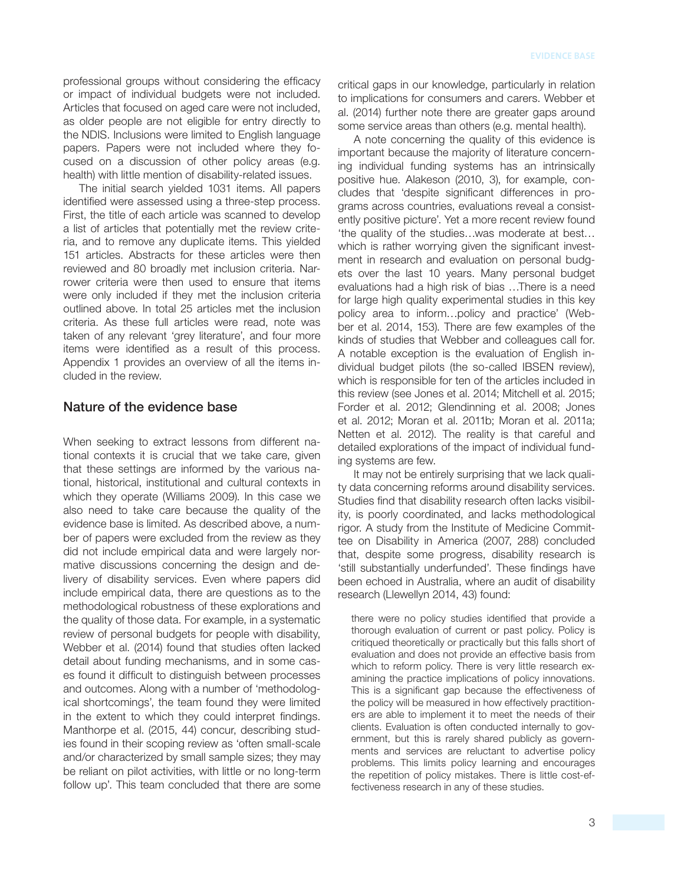professional groups without considering the efficacy or impact of individual budgets were not included. Articles that focused on aged care were not included, as older people are not eligible for entry directly to the NDIS. Inclusions were limited to English language papers. Papers were not included where they focused on a discussion of other policy areas (e.g. health) with little mention of disability-related issues.

The initial search yielded 1031 items. All papers identified were assessed using a three-step process. First, the title of each article was scanned to develop a list of articles that potentially met the review criteria, and to remove any duplicate items. This yielded 151 articles. Abstracts for these articles were then reviewed and 80 broadly met inclusion criteria. Narrower criteria were then used to ensure that items were only included if they met the inclusion criteria outlined above. In total 25 articles met the inclusion criteria. As these full articles were read, note was taken of any relevant 'grey literature', and four more items were identified as a result of this process. Appendix 1 provides an overview of all the items included in the review.

## Nature of the evidence base

When seeking to extract lessons from different national contexts it is crucial that we take care, given that these settings are informed by the various national, historical, institutional and cultural contexts in which they operate (Williams 2009). In this case we also need to take care because the quality of the evidence base is limited. As described above, a number of papers were excluded from the review as they did not include empirical data and were largely normative discussions concerning the design and delivery of disability services. Even where papers did include empirical data, there are questions as to the methodological robustness of these explorations and the quality of those data. For example, in a systematic review of personal budgets for people with disability, Webber et al. (2014) found that studies often lacked detail about funding mechanisms, and in some cases found it difficult to distinguish between processes and outcomes. Along with a number of 'methodological shortcomings', the team found they were limited in the extent to which they could interpret findings. Manthorpe et al. (2015, 44) concur, describing studies found in their scoping review as 'often small-scale and/or characterized by small sample sizes; they may be reliant on pilot activities, with little or no long-term follow up'. This team concluded that there are some critical gaps in our knowledge, particularly in relation to implications for consumers and carers. Webber et al. (2014) further note there are greater gaps around some service areas than others (e.g. mental health).

A note concerning the quality of this evidence is important because the majority of literature concerning individual funding systems has an intrinsically positive hue. Alakeson (2010, 3), for example, concludes that 'despite significant differences in programs across countries, evaluations reveal a consistently positive picture'. Yet a more recent review found 'the quality of the studies…was moderate at best… which is rather worrying given the significant investment in research and evaluation on personal budgets over the last 10 years. Many personal budget evaluations had a high risk of bias …There is a need for large high quality experimental studies in this key policy area to inform…policy and practice' (Webber et al. 2014, 153). There are few examples of the kinds of studies that Webber and colleagues call for. A notable exception is the evaluation of English individual budget pilots (the so-called IBSEN review), which is responsible for ten of the articles included in this review (see Jones et al. 2014; Mitchell et al. 2015; Forder et al. 2012; Glendinning et al. 2008; Jones et al. 2012; Moran et al. 2011b; Moran et al. 2011a; Netten et al. 2012). The reality is that careful and detailed explorations of the impact of individual funding systems are few.

It may not be entirely surprising that we lack quality data concerning reforms around disability services. Studies find that disability research often lacks visibility, is poorly coordinated, and lacks methodological rigor. A study from the Institute of Medicine Committee on Disability in America (2007, 288) concluded that, despite some progress, disability research is 'still substantially underfunded'. These findings have been echoed in Australia, where an audit of disability research (Llewellyn 2014, 43) found:

> there were no policy studies identified that provide a thorough evaluation of current or past policy. Policy is critiqued theoretically or practically but this falls short of evaluation and does not provide an effective basis from which to reform policy. There is very little research examining the practice implications of policy innovations. This is a significant gap because the effectiveness of the policy will be measured in how effectively practitioners are able to implement it to meet the needs of their clients. Evaluation is often conducted internally to government, but this is rarely shared publicly as governments and services are reluctant to advertise policy problems. This limits policy learning and encourages the repetition of policy mistakes. There is little cost-effectiveness research in any of these studies.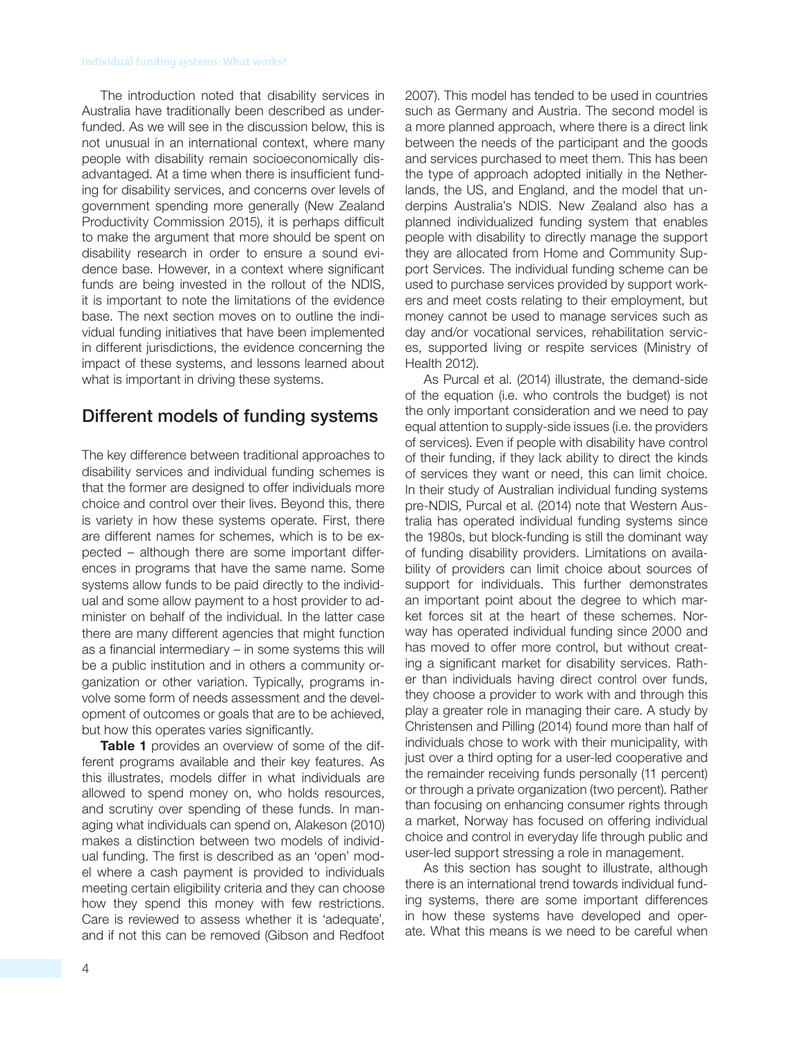The introduction noted that disability services in Australia have traditionally been described as underfunded. As we will see in the discussion below, this is not unusual in an international context, where many people with disability remain socioeconomically disadvantaged. At a time when there is insufficient funding for disability services, and concerns over levels of government spending more generally (New Zealand Productivity Commission 2015), it is perhaps difficult to make the argument that more should be spent on disability research in order to ensure a sound evidence base. However, in a context where significant funds are being invested in the rollout of the NDIS, it is important to note the limitations of the evidence base. The next section moves on to outline the individual funding initiatives that have been implemented in different jurisdictions, the evidence concerning the impact of these systems, and lessons learned about what is important in driving these systems.

## Different models of funding systems

The key difference between traditional approaches to disability services and individual funding schemes is that the former are designed to offer individuals more choice and control over their lives. Beyond this, there is variety in how these systems operate. First, there are different names for schemes, which is to be expected – although there are some important differences in programs that have the same name. Some systems allow funds to be paid directly to the individual and some allow payment to a host provider to administer on behalf of the individual. In the latter case there are many different agencies that might function as a financial intermediary – in some systems this will be a public institution and in others a community organization or other variation. Typically, programs involve some form of needs assessment and the development of outcomes or goals that are to be achieved, but how this operates varies significantly.

**Table 1** provides an overview of some of the different programs available and their key features. As this illustrates, models differ in what individuals are allowed to spend money on, who holds resources, and scrutiny over spending of these funds. In managing what individuals can spend on, Alakeson (2010) makes a distinction between two models of individual funding. The first is described as an 'open' model where a cash payment is provided to individuals meeting certain eligibility criteria and they can choose how they spend this money with few restrictions. Care is reviewed to assess whether it is 'adequate', and if not this can be removed (Gibson and Redfoot 2007). This model has tended to be used in countries such as Germany and Austria. The second model is a more planned approach, where there is a direct link between the needs of the participant and the goods and services purchased to meet them. This has been the type of approach adopted initially in the Netherlands, the US, and England, and the model that underpins Australia's NDIS. New Zealand also has a planned individualized funding system that enables people with disability to directly manage the support they are allocated from Home and Community Support Services. The individual funding scheme can be used to purchase services provided by support workers and meet costs relating to their employment, but money cannot be used to manage services such as day and/or vocational services, rehabilitation services, supported living or respite services (Ministry of Health 2012).

As Purcal et al. (2014) illustrate, the demand-side of the equation (i.e. who controls the budget) is not the only important consideration and we need to pay equal attention to supply-side issues (i.e. the providers of services). Even if people with disability have control of their funding, if they lack ability to direct the kinds of services they want or need, this can limit choice. In their study of Australian individual funding systems pre-NDIS, Purcal et al. (2014) note that Western Australia has operated individual funding systems since the 1980s, but block-funding is still the dominant way of funding disability providers. Limitations on availability of providers can limit choice about sources of support for individuals. This further demonstrates an important point about the degree to which market forces sit at the heart of these schemes. Norway has operated individual funding since 2000 and has moved to offer more control, but without creating a significant market for disability services. Rather than individuals having direct control over funds, they choose a provider to work with and through this play a greater role in managing their care. A study by Christensen and Pilling (2014) found more than half of individuals chose to work with their municipality, with just over a third opting for a user-led cooperative and the remainder receiving funds personally (11 percent) or through a private organization (two percent). Rather than focusing on enhancing consumer rights through a market, Norway has focused on offering individual choice and control in everyday life through public and user-led support stressing a role in management.

As this section has sought to illustrate, although there is an international trend towards individual funding systems, there are some important differences in how these systems have developed and operate. What this means is we need to be careful when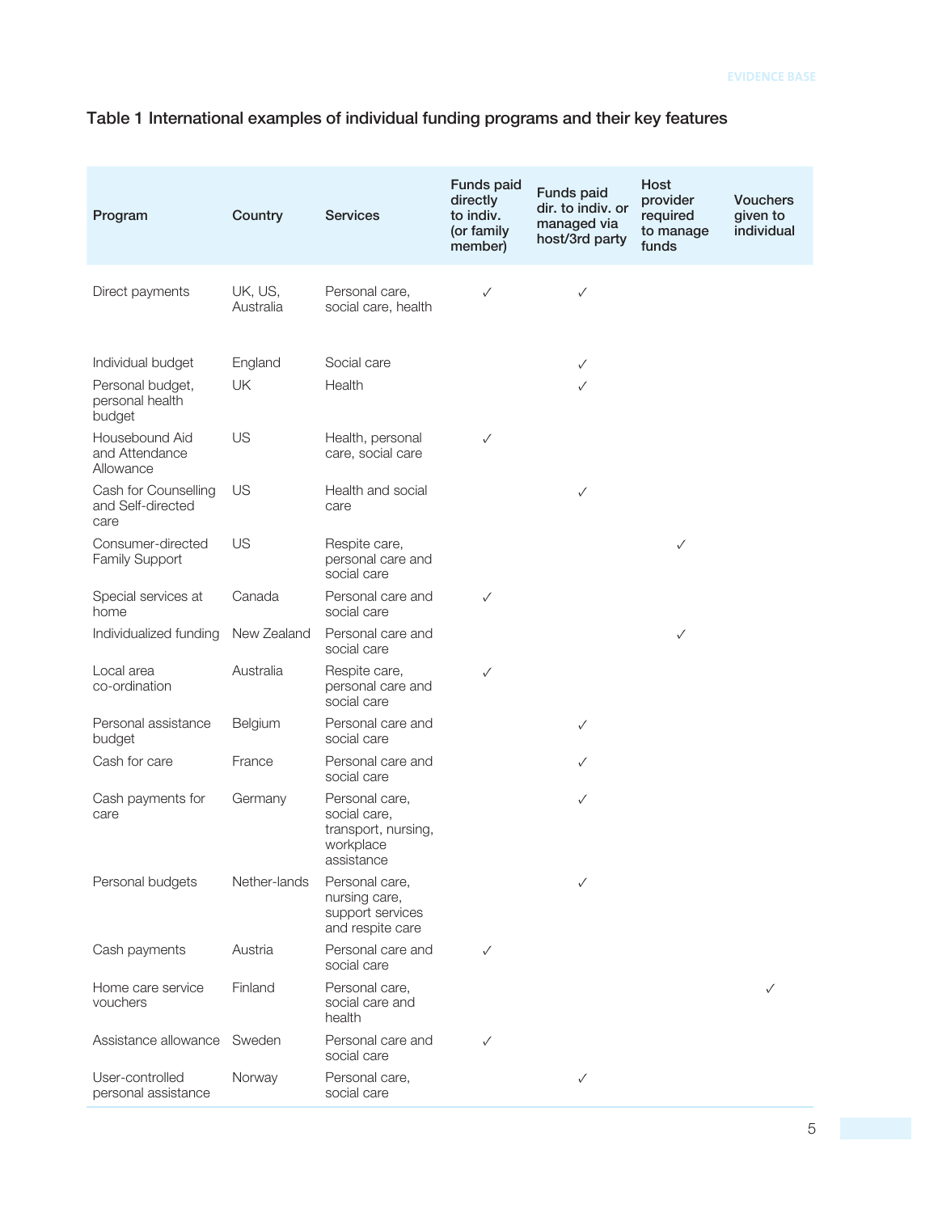Table 1 International examples of individual funding programs and their key features

| Program | Country | Services | Funds paid directly to indiv. (or family member) | Funds paid dir. to indiv. or managed via host/3rd party | Host provider required to manage funds | Vouchers given to individual |
|---|---|---|---|---|---|---|
| Direct payments | UK, US, Australia | Personal care, social care, health | ✓ | ✓ | | |
| Individual budget | England | Social care | | ✓ | | |
| Personal budget, personal health budget | UK | Health | | ✓ | | |
| Housebound Aid and Attendance Allowance | US | Health, personal care, social care | ✓ | | | |
| Cash for Counselling and Self-directed care | US | Health and social care | | ✓ | | |
| Consumer-directed Family Support | US | Respite care, personal care and social care | | | ✓ | |
| Special services at home | Canada | Personal care and social care | ✓ | | | |
| Individualized funding | New Zealand | Personal care and social care | | | ✓ | |
| Local area co-ordination | Australia | Respite care, personal care and social care | ✓ | | | |
| Personal assistance budget | Belgium | Personal care and social care | | ✓ | | |
| Cash for care | France | Personal care and social care | | ✓ | | |
| Cash payments for care | Germany | Personal care, social care, transport, nursing, workplace assistance | | ✓ | | |
| Personal budgets | Nether-lands | Personal care, nursing care, support services and respite care | | ✓ | | |
| Cash payments | Austria | Personal care and social care | ✓ | | | |
| Home care service vouchers | Finland | Personal care, social care and health | | | | ✓ |
| Assistance allowance | Sweden | Personal care and social care | ✓ | | | |
| User-controlled personal assistance | Norway | Personal care, social care | | ✓ | | |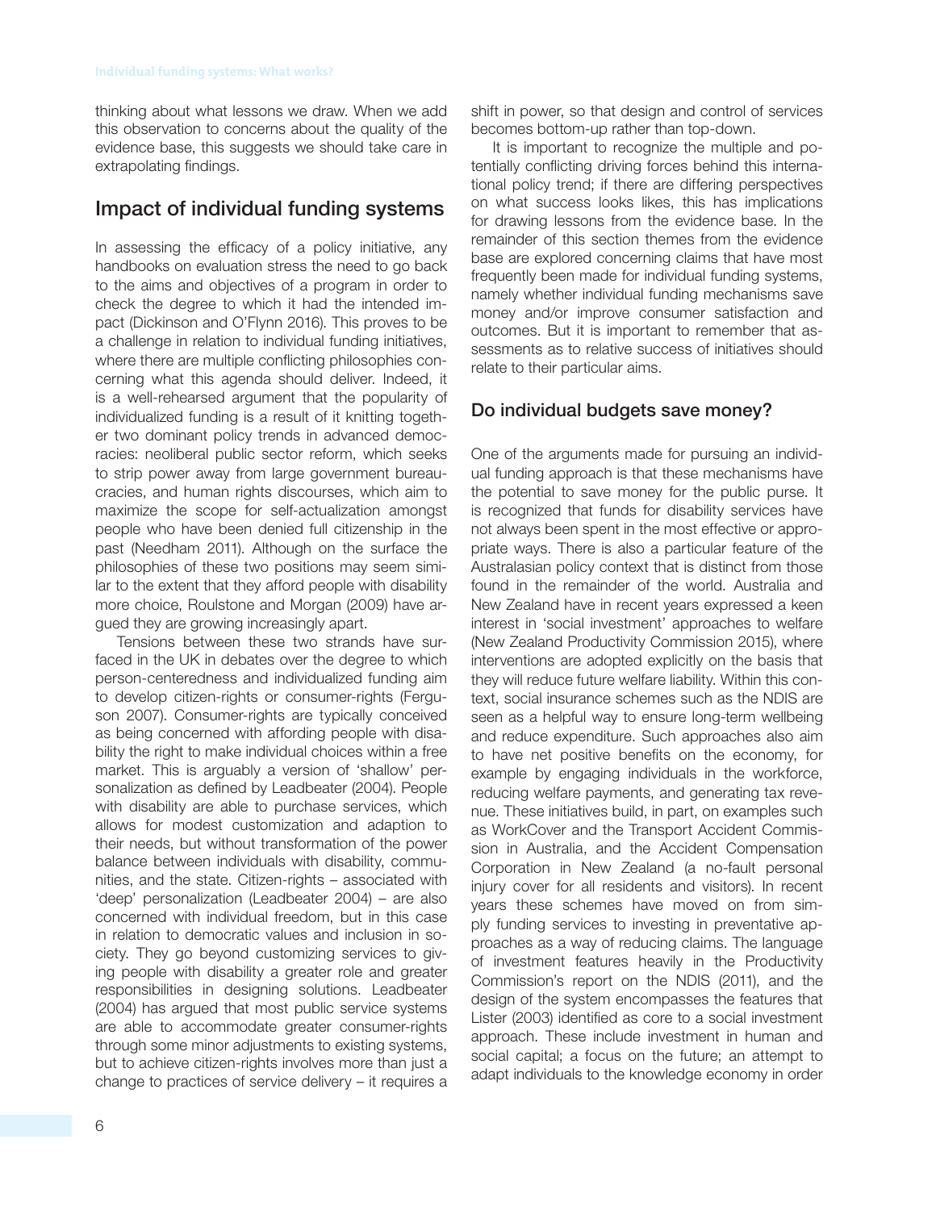thinking about what lessons we draw. When we add this observation to concerns about the quality of the evidence base, this suggests we should take care in extrapolating findings.

## Impact of individual funding systems

In assessing the efficacy of a policy initiative, any handbooks on evaluation stress the need to go back to the aims and objectives of a program in order to check the degree to which it had the intended impact (Dickinson and O'Flynn 2016). This proves to be a challenge in relation to individual funding initiatives, where there are multiple conflicting philosophies concerning what this agenda should deliver. Indeed, it is a well-rehearsed argument that the popularity of individualized funding is a result of it knitting together two dominant policy trends in advanced democracies: neoliberal public sector reform, which seeks to strip power away from large government bureaucracies, and human rights discourses, which aim to maximize the scope for self-actualization amongst people who have been denied full citizenship in the past (Needham 2011). Although on the surface the philosophies of these two positions may seem similar to the extent that they afford people with disability more choice, Roulstone and Morgan (2009) have argued they are growing increasingly apart.

Tensions between these two strands have surfaced in the UK in debates over the degree to which person-centeredness and individualized funding aim to develop citizen-rights or consumer-rights (Ferguson 2007). Consumer-rights are typically conceived as being concerned with affording people with disability the right to make individual choices within a free market. This is arguably a version of 'shallow' personalization as defined by Leadbeater (2004). People with disability are able to purchase services, which allows for modest customization and adaption to their needs, but without transformation of the power balance between individuals with disability, communities, and the state. Citizen-rights – associated with 'deep' personalization (Leadbeater 2004) – are also concerned with individual freedom, but in this case in relation to democratic values and inclusion in society. They go beyond customizing services to giving people with disability a greater role and greater responsibilities in designing solutions. Leadbeater (2004) has argued that most public service systems are able to accommodate greater consumer-rights through some minor adjustments to existing systems, but to achieve citizen-rights involves more than just a change to practices of service delivery – it requires a shift in power, so that design and control of services becomes bottom-up rather than top-down.

It is important to recognize the multiple and potentially conflicting driving forces behind this international policy trend; if there are differing perspectives on what success looks likes, this has implications for drawing lessons from the evidence base. In the remainder of this section themes from the evidence base are explored concerning claims that have most frequently been made for individual funding systems, namely whether individual funding mechanisms save money and/or improve consumer satisfaction and outcomes. But it is important to remember that assessments as to relative success of initiatives should relate to their particular aims.

### Do individual budgets save money?

One of the arguments made for pursuing an individual funding approach is that these mechanisms have the potential to save money for the public purse. It is recognized that funds for disability services have not always been spent in the most effective or appropriate ways. There is also a particular feature of the Australasian policy context that is distinct from those found in the remainder of the world. Australia and New Zealand have in recent years expressed a keen interest in 'social investment' approaches to welfare (New Zealand Productivity Commission 2015), where interventions are adopted explicitly on the basis that they will reduce future welfare liability. Within this context, social insurance schemes such as the NDIS are seen as a helpful way to ensure long-term wellbeing and reduce expenditure. Such approaches also aim to have net positive benefits on the economy, for example by engaging individuals in the workforce, reducing welfare payments, and generating tax revenue. These initiatives build, in part, on examples such as WorkCover and the Transport Accident Commission in Australia, and the Accident Compensation Corporation in New Zealand (a no-fault personal injury cover for all residents and visitors). In recent years these schemes have moved on from simply funding services to investing in preventative approaches as a way of reducing claims. The language of investment features heavily in the Productivity Commission's report on the NDIS (2011), and the design of the system encompasses the features that Lister (2003) identified as core to a social investment approach. These include investment in human and social capital; a focus on the future; an attempt to adapt individuals to the knowledge economy in order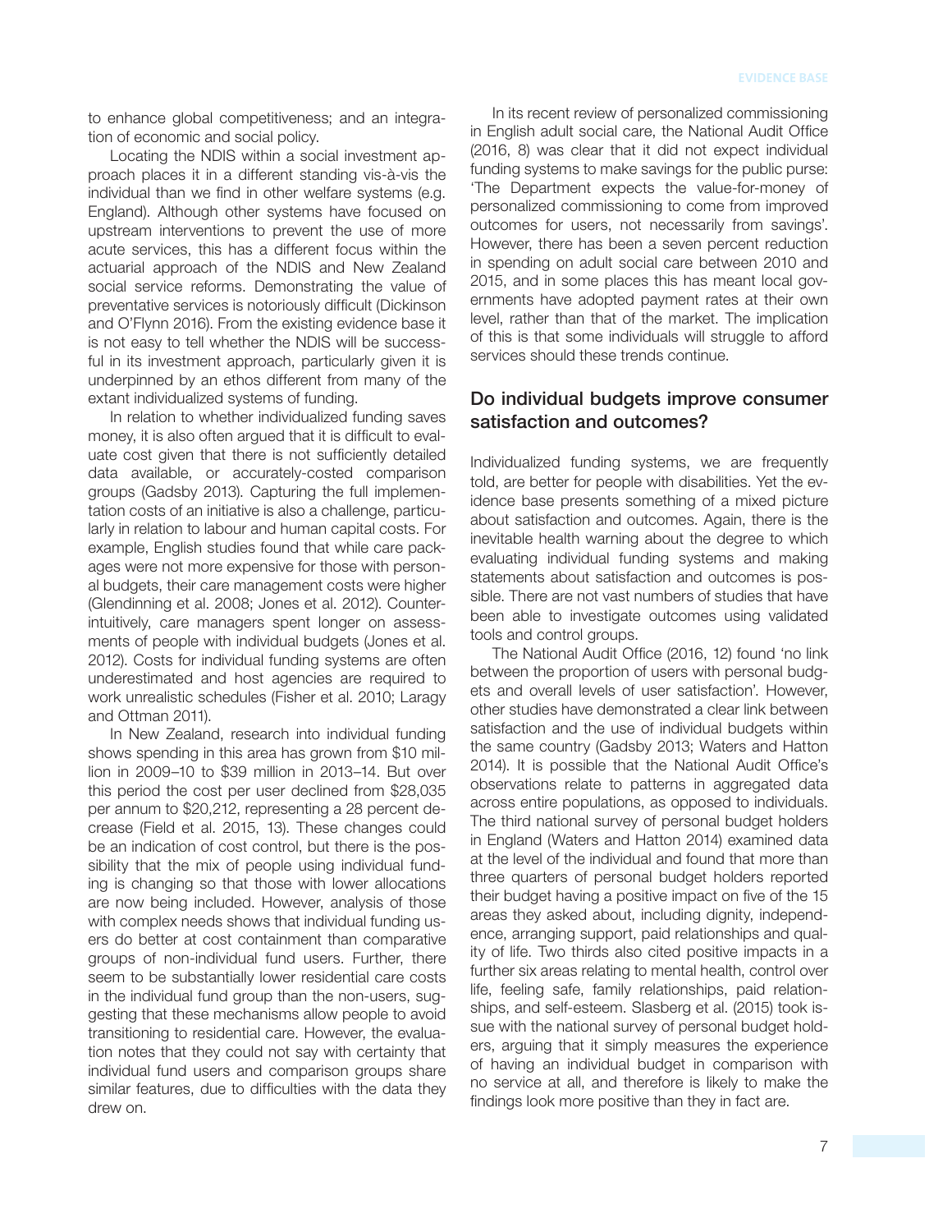to enhance global competitiveness; and an integration of economic and social policy.

Locating the NDIS within a social investment approach places it in a different standing vis-à-vis the individual than we find in other welfare systems (e.g. England). Although other systems have focused on upstream interventions to prevent the use of more acute services, this has a different focus within the actuarial approach of the NDIS and New Zealand social service reforms. Demonstrating the value of preventative services is notoriously difficult (Dickinson and O'Flynn 2016). From the existing evidence base it is not easy to tell whether the NDIS will be successful in its investment approach, particularly given it is underpinned by an ethos different from many of the extant individualized systems of funding.

In relation to whether individualized funding saves money, it is also often argued that it is difficult to evaluate cost given that there is not sufficiently detailed data available, or accurately-costed comparison groups (Gadsby 2013). Capturing the full implementation costs of an initiative is also a challenge, particularly in relation to labour and human capital costs. For example, English studies found that while care packages were not more expensive for those with personal budgets, their care management costs were higher (Glendinning et al. 2008; Jones et al. 2012). Counter-intuitively, care managers spent longer on assessments of people with individual budgets (Jones et al. 2012). Costs for individual funding systems are often underestimated and host agencies are required to work unrealistic schedules (Fisher et al. 2010; Laragy and Ottman 2011).

In New Zealand, research into individual funding shows spending in this area has grown from $10 million in 2009–10 to $39 million in 2013–14. But over this period the cost per user declined from $28,035 per annum to $20,212, representing a 28 percent decrease (Field et al. 2015, 13). These changes could be an indication of cost control, but there is the possibility that the mix of people using individual funding is changing so that those with lower allocations are now being included. However, analysis of those with complex needs shows that individual funding users do better at cost containment than comparative groups of non-individual fund users. Further, there seem to be substantially lower residential care costs in the individual fund group than the non-users, suggesting that these mechanisms allow people to avoid transitioning to residential care. However, the evaluation notes that they could not say with certainty that individual fund users and comparison groups share similar features, due to difficulties with the data they drew on.

In its recent review of personalized commissioning in English adult social care, the National Audit Office (2016, 8) was clear that it did not expect individual funding systems to make savings for the public purse: 'The Department expects the value-for-money of personalized commissioning to come from improved outcomes for users, not necessarily from savings'. However, there has been a seven percent reduction in spending on adult social care between 2010 and 2015, and in some places this has meant local governments have adopted payment rates at their own level, rather than that of the market. The implication of this is that some individuals will struggle to afford services should these trends continue.

## Do individual budgets improve consumer satisfaction and outcomes?

Individualized funding systems, we are frequently told, are better for people with disabilities. Yet the evidence base presents something of a mixed picture about satisfaction and outcomes. Again, there is the inevitable health warning about the degree to which evaluating individual funding systems and making statements about satisfaction and outcomes is possible. There are not vast numbers of studies that have been able to investigate outcomes using validated tools and control groups.

The National Audit Office (2016, 12) found 'no link between the proportion of users with personal budgets and overall levels of user satisfaction'. However, other studies have demonstrated a clear link between satisfaction and the use of individual budgets within the same country (Gadsby 2013; Waters and Hatton 2014). It is possible that the National Audit Office's observations relate to patterns in aggregated data across entire populations, as opposed to individuals. The third national survey of personal budget holders in England (Waters and Hatton 2014) examined data at the level of the individual and found that more than three quarters of personal budget holders reported their budget having a positive impact on five of the 15 areas they asked about, including dignity, independence, arranging support, paid relationships and quality of life. Two thirds also cited positive impacts in a further six areas relating to mental health, control over life, feeling safe, family relationships, paid relationships, and self-esteem. Slasberg et al. (2015) took issue with the national survey of personal budget holders, arguing that it simply measures the experience of having an individual budget in comparison with no service at all, and therefore is likely to make the findings look more positive than they in fact are.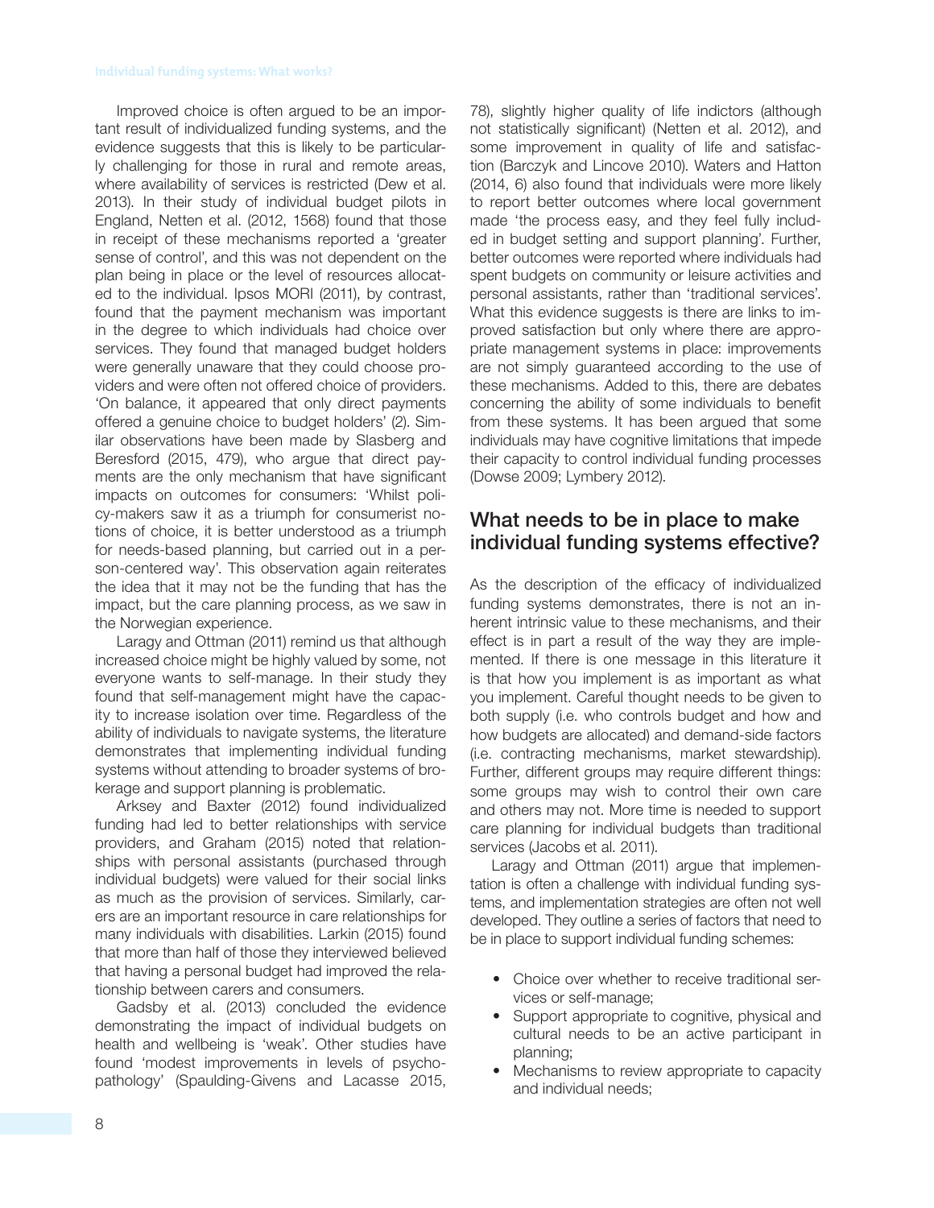Improved choice is often argued to be an important result of individualized funding systems, and the evidence suggests that this is likely to be particularly challenging for those in rural and remote areas, where availability of services is restricted (Dew et al. 2013). In their study of individual budget pilots in England, Netten et al. (2012, 1568) found that those in receipt of these mechanisms reported a 'greater sense of control', and this was not dependent on the plan being in place or the level of resources allocated to the individual. Ipsos MORI (2011), by contrast, found that the payment mechanism was important in the degree to which individuals had choice over services. They found that managed budget holders were generally unaware that they could choose providers and were often not offered choice of providers. 'On balance, it appeared that only direct payments offered a genuine choice to budget holders' (2). Similar observations have been made by Slasberg and Beresford (2015, 479), who argue that direct payments are the only mechanism that have significant impacts on outcomes for consumers: 'Whilst policy-makers saw it as a triumph for consumerist notions of choice, it is better understood as a triumph for needs-based planning, but carried out in a person-centered way'. This observation again reiterates the idea that it may not be the funding that has the impact, but the care planning process, as we saw in the Norwegian experience.

Laragy and Ottman (2011) remind us that although increased choice might be highly valued by some, not everyone wants to self-manage. In their study they found that self-management might have the capacity to increase isolation over time. Regardless of the ability of individuals to navigate systems, the literature demonstrates that implementing individual funding systems without attending to broader systems of brokerage and support planning is problematic.

Arksey and Baxter (2012) found individualized funding had led to better relationships with service providers, and Graham (2015) noted that relationships with personal assistants (purchased through individual budgets) were valued for their social links as much as the provision of services. Similarly, carers are an important resource in care relationships for many individuals with disabilities. Larkin (2015) found that more than half of those they interviewed believed that having a personal budget had improved the relationship between carers and consumers.

Gadsby et al. (2013) concluded the evidence demonstrating the impact of individual budgets on health and wellbeing is 'weak'. Other studies have found 'modest improvements in levels of psychopathology' (Spaulding-Givens and Lacasse 2015, 78), slightly higher quality of life indictors (although not statistically significant) (Netten et al. 2012), and some improvement in quality of life and satisfaction (Barczyk and Lincove 2010). Waters and Hatton (2014, 6) also found that individuals were more likely to report better outcomes where local government made 'the process easy, and they feel fully included in budget setting and support planning'. Further, better outcomes were reported where individuals had spent budgets on community or leisure activities and personal assistants, rather than 'traditional services'. What this evidence suggests is there are links to improved satisfaction but only where there are appropriate management systems in place: improvements are not simply guaranteed according to the use of these mechanisms. Added to this, there are debates concerning the ability of some individuals to benefit from these systems. It has been argued that some individuals may have cognitive limitations that impede their capacity to control individual funding processes (Dowse 2009; Lymbery 2012).

## What needs to be in place to make individual funding systems effective?

As the description of the efficacy of individualized funding systems demonstrates, there is not an inherent intrinsic value to these mechanisms, and their effect is in part a result of the way they are implemented. If there is one message in this literature it is that how you implement is as important as what you implement. Careful thought needs to be given to both supply (i.e. who controls budget and how and how budgets are allocated) and demand-side factors (i.e. contracting mechanisms, market stewardship). Further, different groups may require different things: some groups may wish to control their own care and others may not. More time is needed to support care planning for individual budgets than traditional services (Jacobs et al. 2011).

Laragy and Ottman (2011) argue that implementation is often a challenge with individual funding systems, and implementation strategies are often not well developed. They outline a series of factors that need to be in place to support individual funding schemes:

- Choice over whether to receive traditional services or self-manage;
- Support appropriate to cognitive, physical and cultural needs to be an active participant in planning;
- Mechanisms to review appropriate to capacity and individual needs;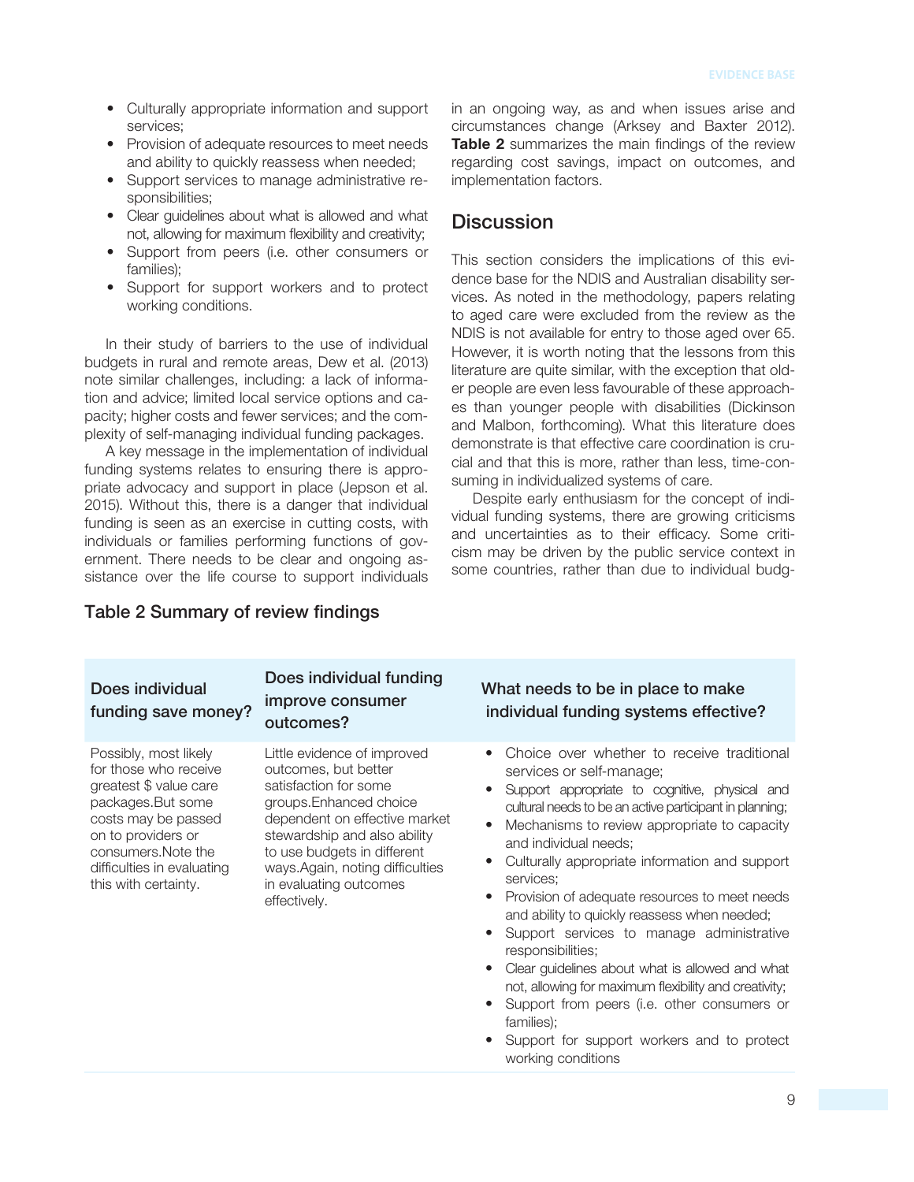- Culturally appropriate information and support services;
- Provision of adequate resources to meet needs and ability to quickly reassess when needed;
- Support services to manage administrative responsibilities;
- Clear guidelines about what is allowed and what not, allowing for maximum flexibility and creativity;
- Support from peers (i.e. other consumers or families);
- Support for support workers and to protect working conditions.

In their study of barriers to the use of individual budgets in rural and remote areas, Dew et al. (2013) note similar challenges, including: a lack of information and advice; limited local service options and capacity; higher costs and fewer services; and the complexity of self-managing individual funding packages.

A key message in the implementation of individual funding systems relates to ensuring there is appropriate advocacy and support in place (Jepson et al. 2015). Without this, there is a danger that individual funding is seen as an exercise in cutting costs, with individuals or families performing functions of government. There needs to be clear and ongoing assistance over the life course to support individuals in an ongoing way, as and when issues arise and circumstances change (Arksey and Baxter 2012). **Table 2** summarizes the main findings of the review regarding cost savings, impact on outcomes, and implementation factors.

## Discussion

This section considers the implications of this evidence base for the NDIS and Australian disability services. As noted in the methodology, papers relating to aged care were excluded from the review as the NDIS is not available for entry to those aged over 65. However, it is worth noting that the lessons from this literature are quite similar, with the exception that older people are even less favourable of these approaches than younger people with disabilities (Dickinson and Malbon, forthcoming). What this literature does demonstrate is that effective care coordination is crucial and that this is more, rather than less, time-consuming in individualized systems of care.

Despite early enthusiasm for the concept of individual funding systems, there are growing criticisms and uncertainties as to their efficacy. Some criticism may be driven by the public service context in some countries, rather than due to individual budg-

### Table 2 Summary of review findings

| Does individual funding save money? | Does individual funding improve consumer outcomes? | What needs to be in place to make individual funding systems effective? |
|---|---|---|
| Possibly, most likely for those who receive greatest $ value care packages.But some costs may be passed on to providers or consumers.Note the difficulties in evaluating this with certainty. | Little evidence of improved outcomes, but better satisfaction for some groups.Enhanced choice dependent on effective market stewardship and also ability to use budgets in different ways.Again, noting difficulties in evaluating outcomes effectively. | • Choice over whether to receive traditional services or self-manage;<br>• Support appropriate to cognitive, physical and cultural needs to be an active participant in planning;<br>• Mechanisms to review appropriate to capacity and individual needs;<br>• Culturally appropriate information and support services;<br>• Provision of adequate resources to meet needs and ability to quickly reassess when needed;<br>• Support services to manage administrative responsibilities;<br>• Clear guidelines about what is allowed and what not, allowing for maximum flexibility and creativity;<br>• Support from peers (i.e. other consumers or families);<br>• Support for support workers and to protect working conditions |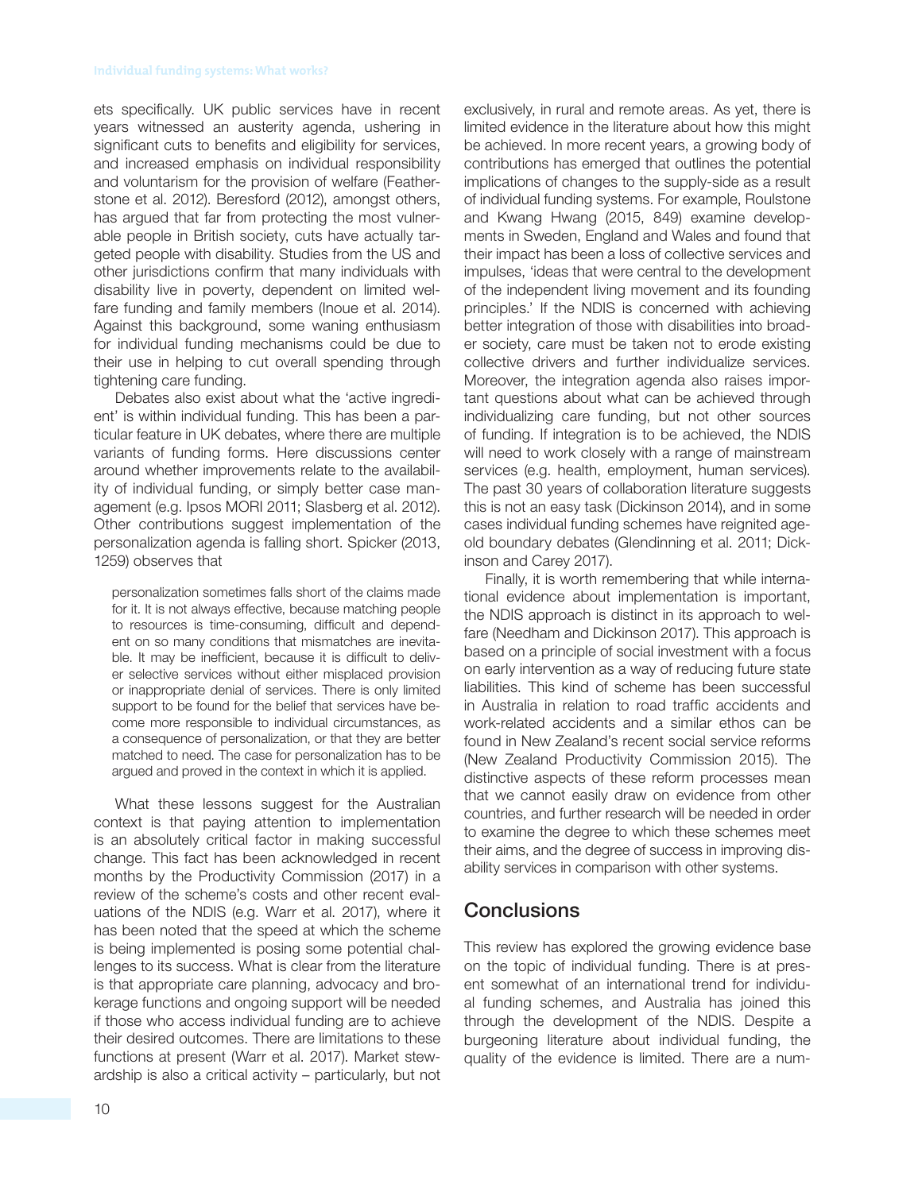ets specifically. UK public services have in recent years witnessed an austerity agenda, ushering in significant cuts to benefits and eligibility for services, and increased emphasis on individual responsibility and voluntarism for the provision of welfare (Featherstone et al. 2012). Beresford (2012), amongst others, has argued that far from protecting the most vulnerable people in British society, cuts have actually targeted people with disability. Studies from the US and other jurisdictions confirm that many individuals with disability live in poverty, dependent on limited welfare funding and family members (Inoue et al. 2014). Against this background, some waning enthusiasm for individual funding mechanisms could be due to their use in helping to cut overall spending through tightening care funding.

Debates also exist about what the 'active ingredient' is within individual funding. This has been a particular feature in UK debates, where there are multiple variants of funding forms. Here discussions center around whether improvements relate to the availability of individual funding, or simply better case management (e.g. Ipsos MORI 2011; Slasberg et al. 2012). Other contributions suggest implementation of the personalization agenda is falling short. Spicker (2013, 1259) observes that

> personalization sometimes falls short of the claims made for it. It is not always effective, because matching people to resources is time-consuming, difficult and dependent on so many conditions that mismatches are inevitable. It may be inefficient, because it is difficult to deliver selective services without either misplaced provision or inappropriate denial of services. There is only limited support to be found for the belief that services have become more responsible to individual circumstances, as a consequence of personalization, or that they are better matched to need. The case for personalization has to be argued and proved in the context in which it is applied.

What these lessons suggest for the Australian context is that paying attention to implementation is an absolutely critical factor in making successful change. This fact has been acknowledged in recent months by the Productivity Commission (2017) in a review of the scheme's costs and other recent evaluations of the NDIS (e.g. Warr et al. 2017), where it has been noted that the speed at which the scheme is being implemented is posing some potential challenges to its success. What is clear from the literature is that appropriate care planning, advocacy and brokerage functions and ongoing support will be needed if those who access individual funding are to achieve their desired outcomes. There are limitations to these functions at present (Warr et al. 2017). Market stewardship is also a critical activity – particularly, but not exclusively, in rural and remote areas. As yet, there is limited evidence in the literature about how this might be achieved. In more recent years, a growing body of contributions has emerged that outlines the potential implications of changes to the supply-side as a result of individual funding systems. For example, Roulstone and Kwang Hwang (2015, 849) examine developments in Sweden, England and Wales and found that their impact has been a loss of collective services and impulses, 'ideas that were central to the development of the independent living movement and its founding principles.' If the NDIS is concerned with achieving better integration of those with disabilities into broader society, care must be taken not to erode existing collective drivers and further individualize services. Moreover, the integration agenda also raises important questions about what can be achieved through individualizing care funding, but not other sources of funding. If integration is to be achieved, the NDIS will need to work closely with a range of mainstream services (e.g. health, employment, human services). The past 30 years of collaboration literature suggests this is not an easy task (Dickinson 2014), and in some cases individual funding schemes have reignited age-old boundary debates (Glendinning et al. 2011; Dickinson and Carey 2017).

Finally, it is worth remembering that while international evidence about implementation is important, the NDIS approach is distinct in its approach to welfare (Needham and Dickinson 2017). This approach is based on a principle of social investment with a focus on early intervention as a way of reducing future state liabilities. This kind of scheme has been successful in Australia in relation to road traffic accidents and work-related accidents and a similar ethos can be found in New Zealand's recent social service reforms (New Zealand Productivity Commission 2015). The distinctive aspects of these reform processes mean that we cannot easily draw on evidence from other countries, and further research will be needed in order to examine the degree to which these schemes meet their aims, and the degree of success in improving disability services in comparison with other systems.

## Conclusions

This review has explored the growing evidence base on the topic of individual funding. There is at present somewhat of an international trend for individual funding schemes, and Australia has joined this through the development of the NDIS. Despite a burgeoning literature about individual funding, the quality of the evidence is limited. There are a num-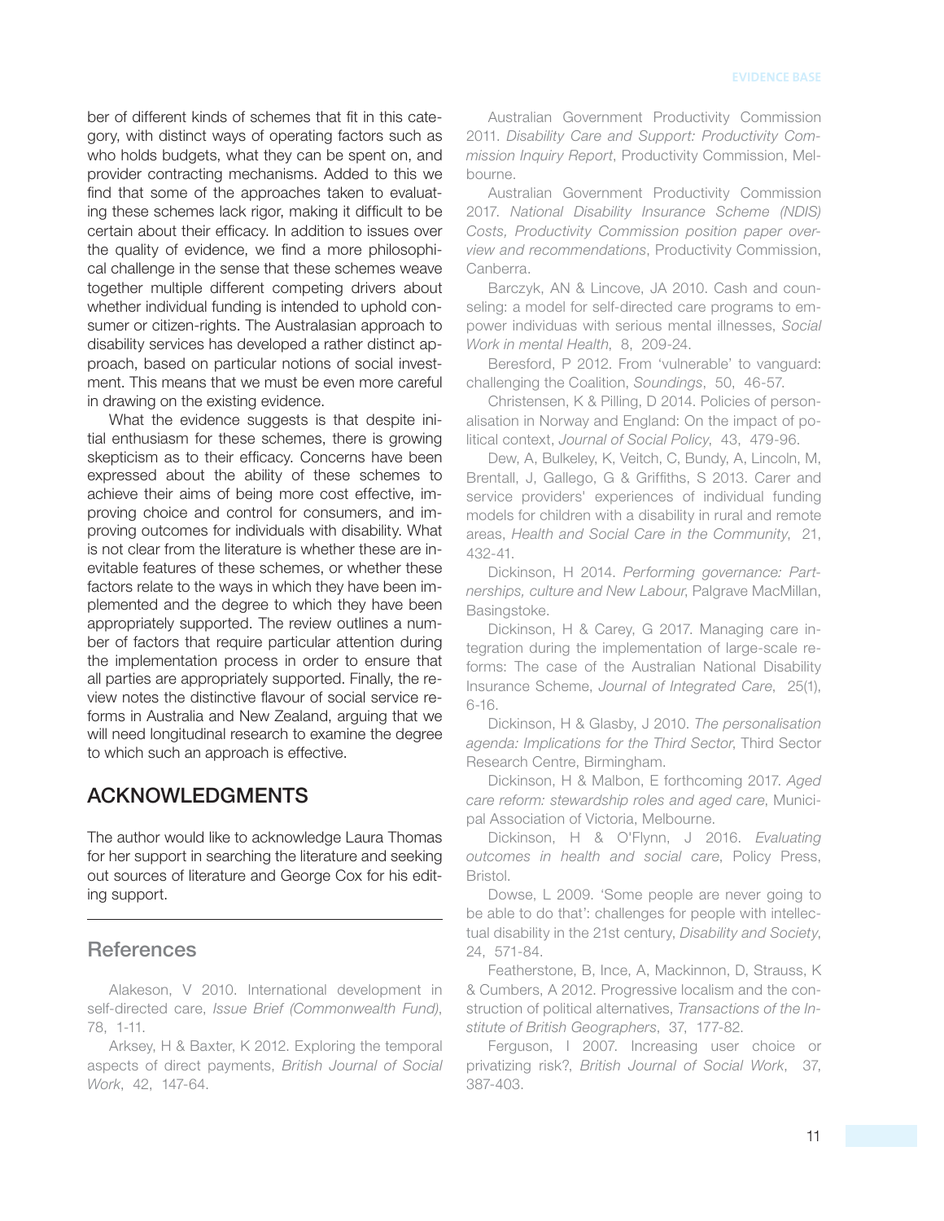ber of different kinds of schemes that fit in this category, with distinct ways of operating factors such as who holds budgets, what they can be spent on, and provider contracting mechanisms. Added to this we find that some of the approaches taken to evaluating these schemes lack rigor, making it difficult to be certain about their efficacy. In addition to issues over the quality of evidence, we find a more philosophical challenge in the sense that these schemes weave together multiple different competing drivers about whether individual funding is intended to uphold consumer or citizen-rights. The Australasian approach to disability services has developed a rather distinct approach, based on particular notions of social investment. This means that we must be even more careful in drawing on the existing evidence.

What the evidence suggests is that despite initial enthusiasm for these schemes, there is growing skepticism as to their efficacy. Concerns have been expressed about the ability of these schemes to achieve their aims of being more cost effective, improving choice and control for consumers, and improving outcomes for individuals with disability. What is not clear from the literature is whether these are inevitable features of these schemes, or whether these factors relate to the ways in which they have been implemented and the degree to which they have been appropriately supported. The review outlines a number of factors that require particular attention during the implementation process in order to ensure that all parties are appropriately supported. Finally, the review notes the distinctive flavour of social service reforms in Australia and New Zealand, arguing that we will need longitudinal research to examine the degree to which such an approach is effective.

## ACKNOWLEDGMENTS

The author would like to acknowledge Laura Thomas for her support in searching the literature and seeking out sources of literature and George Cox for his editing support.

## References

Alakeson, V 2010. International development in self-directed care, *Issue Brief (Commonwealth Fund)*, 78, 1-11.

Arksey, H & Baxter, K 2012. Exploring the temporal aspects of direct payments, *British Journal of Social Work*, 42, 147-64.

Australian Government Productivity Commission 2011. *Disability Care and Support: Productivity Commission Inquiry Report*, Productivity Commission, Melbourne.

Australian Government Productivity Commission 2017. *National Disability Insurance Scheme (NDIS) Costs, Productivity Commission position paper overview and recommendations*, Productivity Commission, Canberra.

Barczyk, AN & Lincove, JA 2010. Cash and counseling: a model for self-directed care programs to empower individuas with serious mental illnesses, *Social Work in mental Health*, 8, 209-24.

Beresford, P 2012. From 'vulnerable' to vanguard: challenging the Coalition, *Soundings*, 50, 46-57.

Christensen, K & Pilling, D 2014. Policies of personalisation in Norway and England: On the impact of political context, *Journal of Social Policy*, 43, 479-96.

Dew, A, Bulkeley, K, Veitch, C, Bundy, A, Lincoln, M, Brentall, J, Gallego, G & Griffiths, S 2013. Carer and service providers' experiences of individual funding models for children with a disability in rural and remote areas, *Health and Social Care in the Community*, 21, 432-41.

Dickinson, H 2014. *Performing governance: Partnerships, culture and New Labour*, Palgrave MacMillan, Basingstoke.

Dickinson, H & Carey, G 2017. Managing care integration during the implementation of large-scale reforms: The case of the Australian National Disability Insurance Scheme, *Journal of Integrated Care*, 25(1), 6-16.

Dickinson, H & Glasby, J 2010. *The personalisation agenda: Implications for the Third Sector*, Third Sector Research Centre, Birmingham.

Dickinson, H & Malbon, E forthcoming 2017. *Aged care reform: stewardship roles and aged care*, Municipal Association of Victoria, Melbourne.

Dickinson, H & O'Flynn, J 2016. *Evaluating outcomes in health and social care*, Policy Press, Bristol.

Dowse, L 2009. 'Some people are never going to be able to do that': challenges for people with intellectual disability in the 21st century, *Disability and Society*, 24, 571-84.

Featherstone, B, Ince, A, Mackinnon, D, Strauss, K & Cumbers, A 2012. Progressive localism and the construction of political alternatives, *Transactions of the Institute of British Geographers*, 37, 177-82.

Ferguson, I 2007. Increasing user choice or privatizing risk?, *British Journal of Social Work*, 37, 387-403.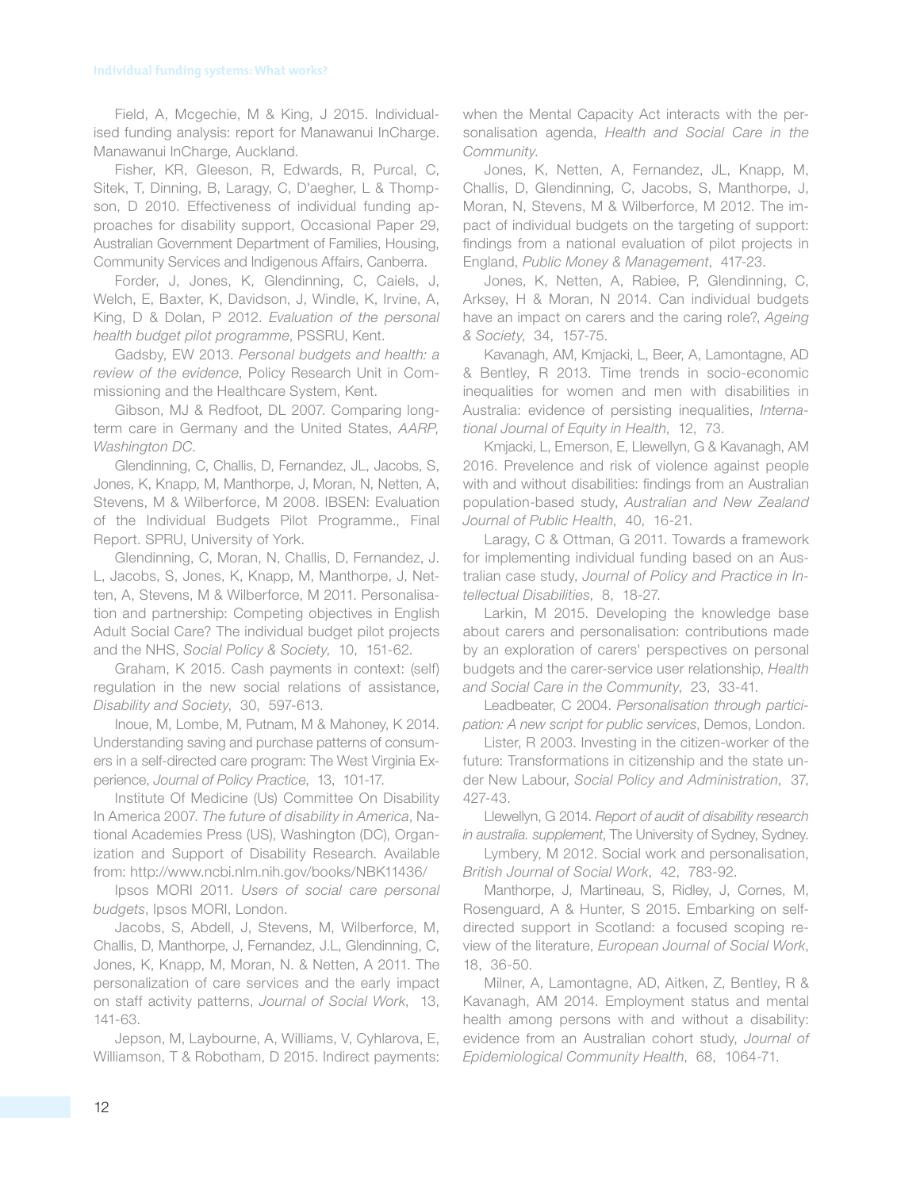Field, A, Mcgechie, M & King, J 2015. Individualised funding analysis: report for Manawanui InCharge. Manawanui InCharge, Auckland.

Fisher, KR, Gleeson, R, Edwards, R, Purcal, C, Sitek, T, Dinning, B, Laragy, C, D'aegher, L & Thompson, D 2010. Effectiveness of individual funding approaches for disability support, Occasional Paper 29, Australian Government Department of Families, Housing, Community Services and Indigenous Affairs, Canberra.

Forder, J, Jones, K, Glendinning, C, Caiels, J, Welch, E, Baxter, K, Davidson, J, Windle, K, Irvine, A, King, D & Dolan, P 2012. *Evaluation of the personal health budget pilot programme*, PSSRU, Kent.

Gadsby, EW 2013. *Personal budgets and health: a review of the evidence*, Policy Research Unit in Commissioning and the Healthcare System, Kent.

Gibson, MJ & Redfoot, DL 2007. Comparing long-term care in Germany and the United States, *AARP, Washington DC*.

Glendinning, C, Challis, D, Fernandez, JL, Jacobs, S, Jones, K, Knapp, M, Manthorpe, J, Moran, N, Netten, A, Stevens, M & Wilberforce, M 2008. IBSEN: Evaluation of the Individual Budgets Pilot Programme., Final Report. SPRU, University of York.

Glendinning, C, Moran, N, Challis, D, Fernandez, J. L, Jacobs, S, Jones, K, Knapp, M, Manthorpe, J, Netten, A, Stevens, M & Wilberforce, M 2011. Personalisation and partnership: Competing objectives in English Adult Social Care? The individual budget pilot projects and the NHS, *Social Policy & Society*, 10, 151-62.

Graham, K 2015. Cash payments in context: (self) regulation in the new social relations of assistance, *Disability and Society*, 30, 597-613.

Inoue, M, Lombe, M, Putnam, M & Mahoney, K 2014. Understanding saving and purchase patterns of consumers in a self-directed care program: The West Virginia Experience, *Journal of Policy Practice*, 13, 101-17.

Institute Of Medicine (Us) Committee On Disability In America 2007. *The future of disability in America*, National Academies Press (US), Washington (DC), Organization and Support of Disability Research. Available from: http://www.ncbi.nlm.nih.gov/books/NBK11436/

Ipsos MORI 2011. *Users of social care personal budgets*, Ipsos MORI, London.

Jacobs, S, Abdell, J, Stevens, M, Wilberforce, M, Challis, D, Manthorpe, J, Fernandez, J.L, Glendinning, C, Jones, K, Knapp, M, Moran, N. & Netten, A 2011. The personalization of care services and the early impact on staff activity patterns, *Journal of Social Work*, 13, 141-63.

Jepson, M, Laybourne, A, Williams, V, Cyhlarova, E, Williamson, T & Robotham, D 2015. Indirect payments: when the Mental Capacity Act interacts with the personalisation agenda, *Health and Social Care in the Community*.

Jones, K, Netten, A, Fernandez, JL, Knapp, M, Challis, D, Glendinning, C, Jacobs, S, Manthorpe, J, Moran, N, Stevens, M & Wilberforce, M 2012. The impact of individual budgets on the targeting of support: findings from a national evaluation of pilot projects in England, *Public Money & Management*, 417-23.

Jones, K, Netten, A, Rabiee, P, Glendinning, C, Arksey, H & Moran, N 2014. Can individual budgets have an impact on carers and the caring role?, *Ageing & Society*, 34, 157-75.

Kavanagh, AM, Kmjacki, L, Beer, A, Lamontagne, AD & Bentley, R 2013. Time trends in socio-economic inequalities for women and men with disabilities in Australia: evidence of persisting inequalities, *International Journal of Equity in Health*, 12, 73.

Kmjacki, L, Emerson, E, Llewellyn, G & Kavanagh, AM 2016. Prevelence and risk of violence against people with and without disabilities: findings from an Australian population-based study, *Australian and New Zealand Journal of Public Health*, 40, 16-21.

Laragy, C & Ottman, G 2011. Towards a framework for implementing individual funding based on an Australian case study, *Journal of Policy and Practice in Intellectual Disabilities*, 8, 18-27.

Larkin, M 2015. Developing the knowledge base about carers and personalisation: contributions made by an exploration of carers' perspectives on personal budgets and the carer-service user relationship, *Health and Social Care in the Community*, 23, 33-41.

Leadbeater, C 2004. *Personalisation through participation: A new script for public services*, Demos, London.

Lister, R 2003. Investing in the citizen-worker of the future: Transformations in citizenship and the state under New Labour, *Social Policy and Administration*, 37, 427-43.

Llewellyn, G 2014. *Report of audit of disability research in australia. supplement*, The University of Sydney, Sydney.

Lymbery, M 2012. Social work and personalisation, *British Journal of Social Work*, 42, 783-92.

Manthorpe, J, Martineau, S, Ridley, J, Cornes, M, Rosenguard, A & Hunter, S 2015. Embarking on self-directed support in Scotland: a focused scoping review of the literature, *European Journal of Social Work*, 18, 36-50.

Milner, A, Lamontagne, AD, Aitken, Z, Bentley, R & Kavanagh, AM 2014. Employment status and mental health among persons with and without a disability: evidence from an Australian cohort study, *Journal of Epidemiological Community Health*, 68, 1064-71.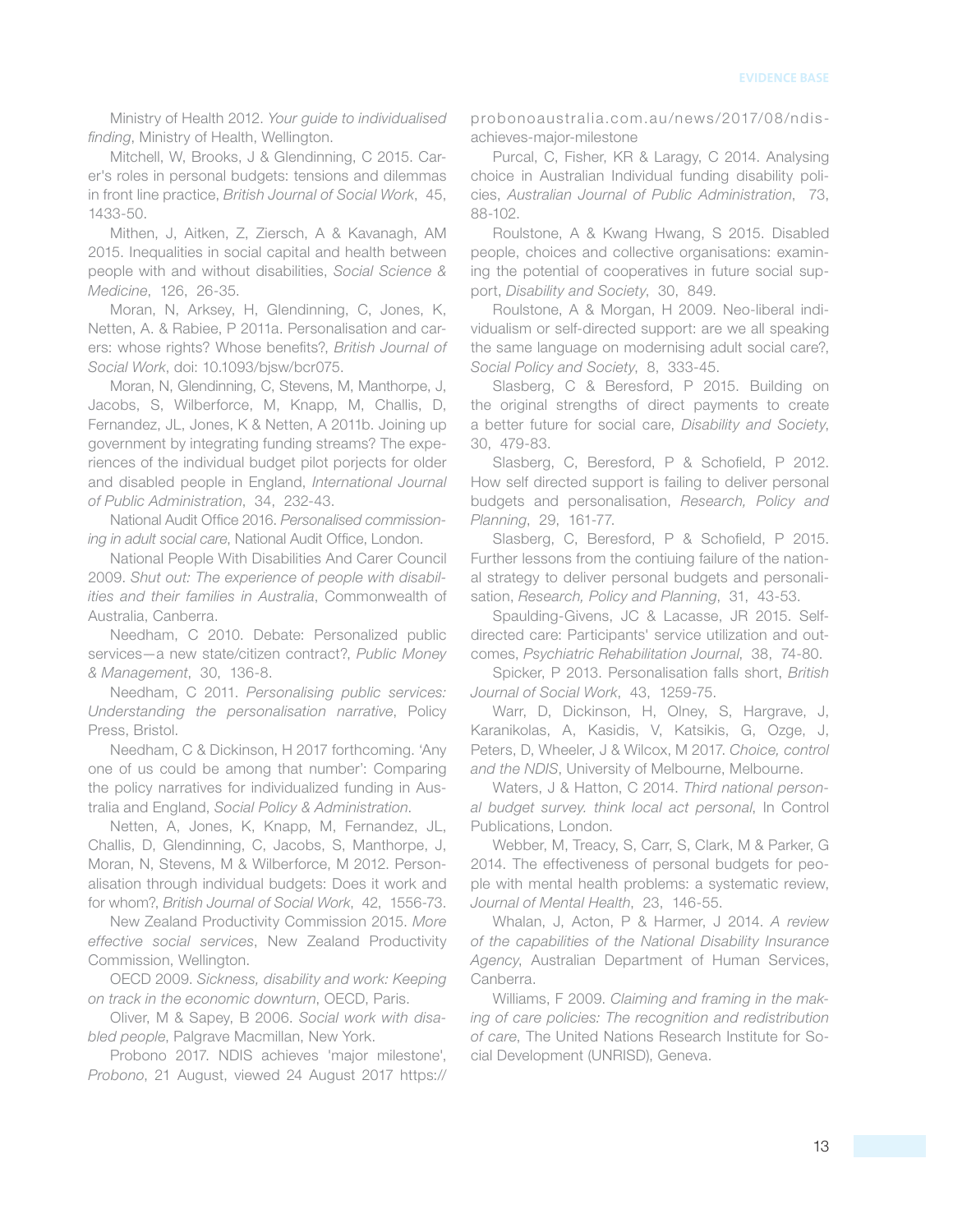Ministry of Health 2012. *Your guide to individualised finding*, Ministry of Health, Wellington.

Mitchell, W, Brooks, J & Glendinning, C 2015. Carer's roles in personal budgets: tensions and dilemmas in front line practice, *British Journal of Social Work*, 45, 1433-50.

Mithen, J, Aitken, Z, Ziersch, A & Kavanagh, AM 2015. Inequalities in social capital and health between people with and without disabilities, *Social Science & Medicine*, 126, 26-35.

Moran, N, Arksey, H, Glendinning, C, Jones, K, Netten, A. & Rabiee, P 2011a. Personalisation and carers: whose rights? Whose benefits?, *British Journal of Social Work*, doi: 10.1093/bjsw/bcr075.

Moran, N, Glendinning, C, Stevens, M, Manthorpe, J, Jacobs, S, Wilberforce, M, Knapp, M, Challis, D, Fernandez, JL, Jones, K & Netten, A 2011b. Joining up government by integrating funding streams? The experiences of the individual budget pilot porjects for older and disabled people in England, *International Journal of Public Administration*, 34, 232-43.

National Audit Office 2016. *Personalised commissioning in adult social care*, National Audit Office, London.

National People With Disabilities And Carer Council 2009. *Shut out: The experience of people with disabilities and their families in Australia*, Commonwealth of Australia, Canberra.

Needham, C 2010. Debate: Personalized public services—a new state/citizen contract?, *Public Money & Management*, 30, 136-8.

Needham, C 2011. *Personalising public services: Understanding the personalisation narrative*, Policy Press, Bristol.

Needham, C & Dickinson, H 2017 forthcoming. 'Any one of us could be among that number': Comparing the policy narratives for individualized funding in Australia and England, *Social Policy & Administration*.

Netten, A, Jones, K, Knapp, M, Fernandez, JL, Challis, D, Glendinning, C, Jacobs, S, Manthorpe, J, Moran, N, Stevens, M & Wilberforce, M 2012. Personalisation through individual budgets: Does it work and for whom?, *British Journal of Social Work*, 42, 1556-73.

New Zealand Productivity Commission 2015. *More effective social services*, New Zealand Productivity Commission, Wellington.

OECD 2009. *Sickness, disability and work: Keeping on track in the economic downturn*, OECD, Paris.

Oliver, M & Sapey, B 2006. *Social work with disabled people*, Palgrave Macmillan, New York.

Probono 2017. NDIS achieves 'major milestone', *Probono*, 21 August, viewed 24 August 2017 https://probonoaustralia.com.au/news/2017/08/ndis-achieves-major-milestone

Purcal, C, Fisher, KR & Laragy, C 2014. Analysing choice in Australian Individual funding disability policies, *Australian Journal of Public Administration*, 73, 88-102.

Roulstone, A & Kwang Hwang, S 2015. Disabled people, choices and collective organisations: examining the potential of cooperatives in future social support, *Disability and Society*, 30, 849.

Roulstone, A & Morgan, H 2009. Neo-liberal individualism or self-directed support: are we all speaking the same language on modernising adult social care?, *Social Policy and Society*, 8, 333-45.

Slasberg, C & Beresford, P 2015. Building on the original strengths of direct payments to create a better future for social care, *Disability and Society*, 30, 479-83.

Slasberg, C, Beresford, P & Schofield, P 2012. How self directed support is failing to deliver personal budgets and personalisation, *Research, Policy and Planning*, 29, 161-77.

Slasberg, C, Beresford, P & Schofield, P 2015. Further lessons from the contiuing failure of the national strategy to deliver personal budgets and personalisation, *Research, Policy and Planning*, 31, 43-53.

Spaulding-Givens, JC & Lacasse, JR 2015. Self-directed care: Participants' service utilization and outcomes, *Psychiatric Rehabilitation Journal*, 38, 74-80.

Spicker, P 2013. Personalisation falls short, *British Journal of Social Work*, 43, 1259-75.

Warr, D, Dickinson, H, Olney, S, Hargrave, J, Karanikolas, A, Kasidis, V, Katsikis, G, Ozge, J, Peters, D, Wheeler, J & Wilcox, M 2017. *Choice, control and the NDIS*, University of Melbourne, Melbourne.

Waters, J & Hatton, C 2014. *Third national personal budget survey. think local act personal*, In Control Publications, London.

Webber, M, Treacy, S, Carr, S, Clark, M & Parker, G 2014. The effectiveness of personal budgets for people with mental health problems: a systematic review, *Journal of Mental Health*, 23, 146-55.

Whalan, J, Acton, P & Harmer, J 2014. *A review of the capabilities of the National Disability Insurance Agency*, Australian Department of Human Services, Canberra.

Williams, F 2009. *Claiming and framing in the making of care policies: The recognition and redistribution of care*, The United Nations Research Institute for Social Development (UNRISD), Geneva.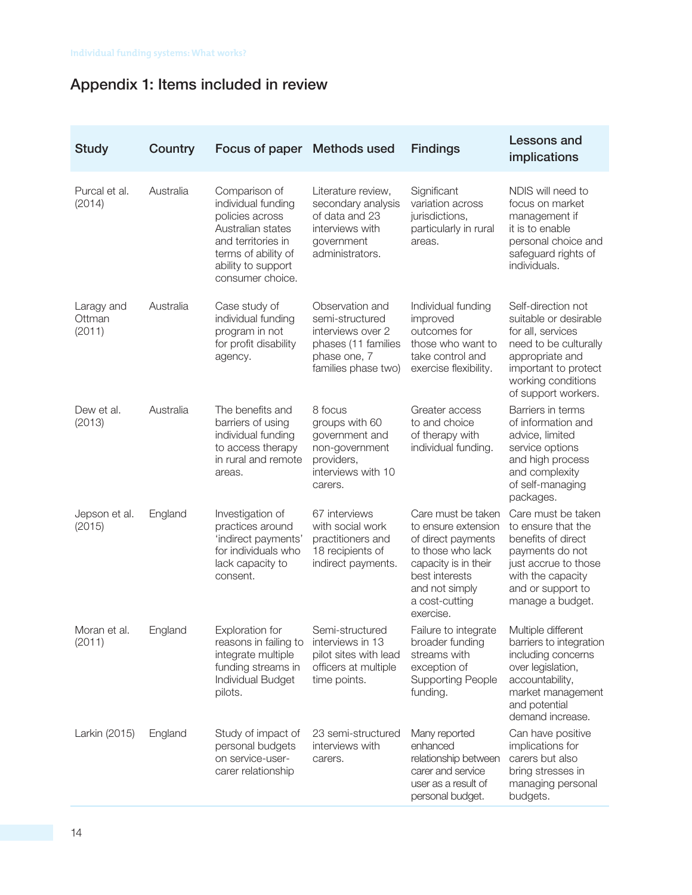## Appendix 1: Items included in review

| Study | Country | Focus of paper | Methods used | Findings | Lessons and implications |
|---|---|---|---|---|---|
| Purcal et al. (2014) | Australia | Comparison of individual funding policies across Australian states and territories in terms of ability of ability to support consumer choice. | Literature review, secondary analysis of data and 23 interviews with government administrators. | Significant variation across jurisdictions, particularly in rural areas. | NDIS will need to focus on market management if it is to enable personal choice and safeguard rights of individuals. |
| Laragy and Ottman (2011) | Australia | Case study of individual funding program in not for profit disability agency. | Observation and semi-structured interviews over 2 phases (11 families phase one, 7 families phase two) | Individual funding improved outcomes for those who want to take control and exercise flexibility. | Self-direction not suitable or desirable for all, services need to be culturally appropriate and important to protect working conditions of support workers. |
| Dew et al. (2013) | Australia | The benefits and barriers of using individual funding to access therapy in rural and remote areas. | 8 focus groups with 60 government and non-government providers, interviews with 10 carers. | Greater access to and choice of therapy with individual funding. | Barriers in terms of information and advice, limited service options and high process and complexity of self-managing packages. |
| Jepson et al. (2015) | England | Investigation of practices around 'indirect payments' for individuals who lack capacity to consent. | 67 interviews with social work practitioners and 18 recipients of indirect payments. | Care must be taken to ensure extension of direct payments to those who lack capacity is in their best interests and not simply a cost-cutting exercise. | Care must be taken to ensure that the benefits of direct payments do not just accrue to those with the capacity and or support to manage a budget. |
| Moran et al. (2011) | England | Exploration for reasons in failing to integrate multiple funding streams in Individual Budget pilots. | Semi-structured interviews in 13 pilot sites with lead officers at multiple time points. | Failure to integrate broader funding streams with exception of Supporting People funding. | Multiple different barriers to integration including concerns over legislation, accountability, market management and potential demand increase. |
| Larkin (2015) | England | Study of impact of personal budgets on service-user-carer relationship | 23 semi-structured interviews with carers. | Many reported enhanced relationship between carer and service user as a result of personal budget. | Can have positive implications for carers but also bring stresses in managing personal budgets. |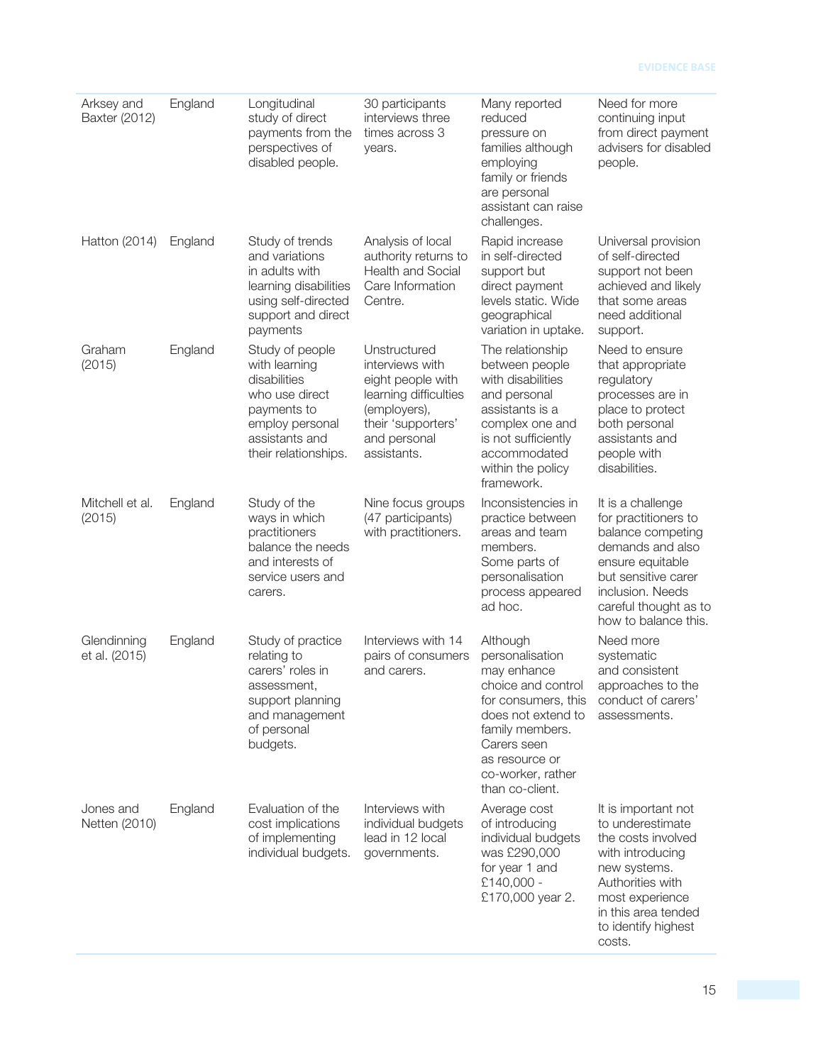| | | | | | |
|---|---|---|---|---|---|
| Arksey and Baxter (2012) | England | Longitudinal study of direct payments from the perspectives of disabled people. | 30 participants interviews three times across 3 years. | Many reported reduced pressure on families although employing family or friends are personal assistant can raise challenges. | Need for more continuing input from direct payment advisers for disabled people. |
| Hatton (2014) | England | Study of trends and variations in adults with learning disabilities using self-directed support and direct payments | Analysis of local authority returns to Health and Social Care Information Centre. | Rapid increase in self-directed support but direct payment levels static. Wide geographical variation in uptake. | Universal provision of self-directed support not been achieved and likely that some areas need additional support. |
| Graham (2015) | England | Study of people with learning disabilities who use direct payments to employ personal assistants and their relationships. | Unstructured interviews with eight people with learning difficulties (employers), their 'supporters' and personal assistants. | The relationship between people with disabilities and personal assistants is a complex one and is not sufficiently accommodated within the policy framework. | Need to ensure that appropriate regulatory processes are in place to protect both personal assistants and people with disabilities. |
| Mitchell et al. (2015) | England | Study of the ways in which practitioners balance the needs and interests of service users and carers. | Nine focus groups (47 participants) with practitioners. | Inconsistencies in practice between areas and team members. Some parts of personalisation process appeared ad hoc. | It is a challenge for practitioners to balance competing demands and also ensure equitable but sensitive carer inclusion. Needs careful thought as to how to balance this. |
| Glendinning et al. (2015) | England | Study of practice relating to carers' roles in assessment, support planning and management of personal budgets. | Interviews with 14 pairs of consumers and carers. | Although personalisation may enhance choice and control for consumers, this does not extend to family members. Carers seen as resource or co-worker, rather than co-client. | Need more systematic and consistent approaches to the conduct of carers' assessments. |
| Jones and Netten (2010) | England | Evaluation of the cost implications of implementing individual budgets. | Interviews with individual budgets lead in 12 local governments. | Average cost of introducing individual budgets was £290,000 for year 1 and £140,000 - £170,000 year 2. | It is important not to underestimate the costs involved with introducing new systems. Authorities with most experience in this area tended to identify highest costs. |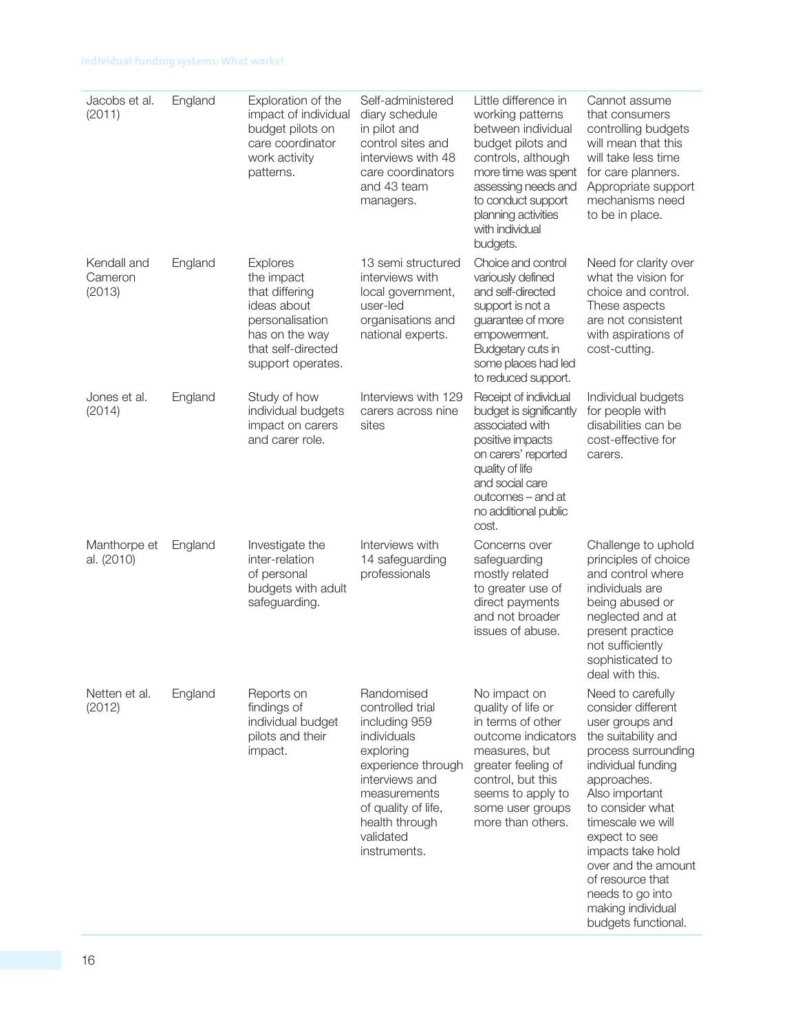| | | | | | |
|---|---|---|---|---|---|
| Jacobs et al. (2011) | England | Exploration of the impact of individual budget pilots on care coordinator work activity patterns. | Self-administered diary schedule in pilot and control sites and interviews with 48 care coordinators and 43 team managers. | Little difference in working patterns between individual budget pilots and controls, although more time was spent assessing needs and to conduct support planning activities with individual budgets. | Cannot assume that consumers controlling budgets will mean that this will take less time for care planners. Appropriate support mechanisms need to be in place. |
| Kendall and Cameron (2013) | England | Explores the impact that differing ideas about personalisation has on the way that self-directed support operates. | 13 semi structured interviews with local government, user-led organisations and national experts. | Choice and control variously defined and self-directed support is not a guarantee of more empowerment. Budgetary cuts in some places had led to reduced support. | Need for clarity over what the vision for choice and control. These aspects are not consistent with aspirations of cost-cutting. |
| Jones et al. (2014) | England | Study of how individual budgets impact on carers and carer role. | Interviews with 129 carers across nine sites | Receipt of individual budget is significantly associated with positive impacts on carers' reported quality of life and social care outcomes – and at no additional public cost. | Individual budgets for people with disabilities can be cost-effective for carers. |
| Manthorpe et al. (2010) | England | Investigate the inter-relation of personal budgets with adult safeguarding. | Interviews with 14 safeguarding professionals | Concerns over safeguarding mostly related to greater use of direct payments and not broader issues of abuse. | Challenge to uphold principles of choice and control where individuals are being abused or neglected and at present practice not sufficiently sophisticated to deal with this. |
| Netten et al. (2012) | England | Reports on findings of individual budget pilots and their impact. | Randomised controlled trial including 959 individuals exploring experience through interviews and measurements of quality of life, health through validated instruments. | No impact on quality of life or in terms of other outcome indicators measures, but greater feeling of control, but this seems to apply to some user groups more than others. | Need to carefully consider different user groups and the suitability and process surrounding individual funding approaches. Also important to consider what timescale we will expect to see impacts take hold over and the amount of resource that needs to go into making individual budgets functional. |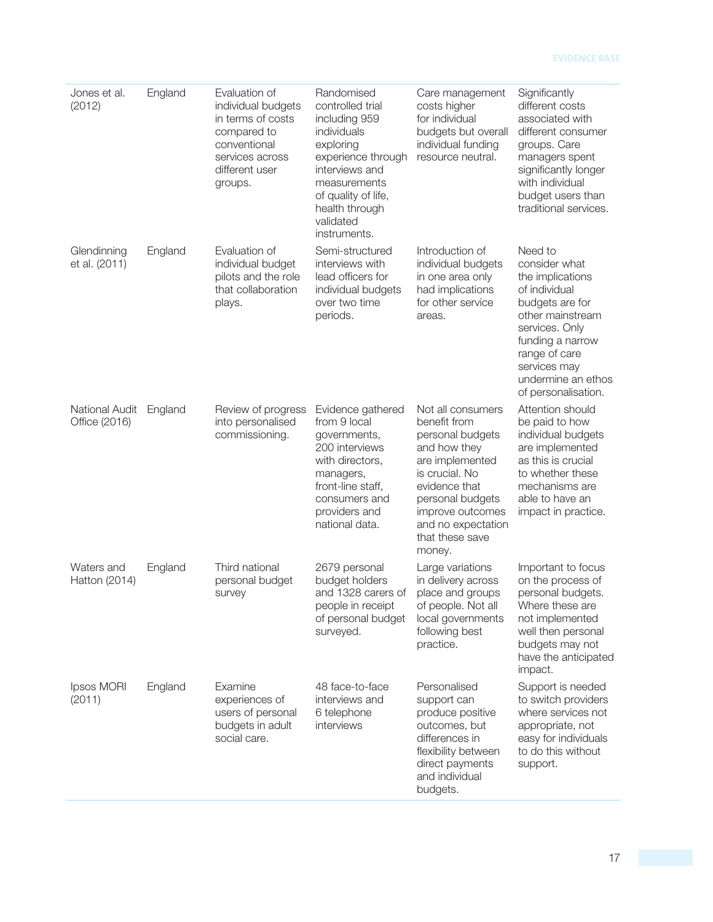| | | | | | |
|---|---|---|---|---|---|
| Jones et al. (2012) | England | Evaluation of individual budgets in terms of costs compared to conventional services across different user groups. | Randomised controlled trial including 959 individuals exploring experience through interviews and measurements of quality of life, health through validated instruments. | Care management costs higher for individual budgets but overall individual funding resource neutral. | Significantly different costs associated with different consumer groups. Care managers spent significantly longer with individual budget users than traditional services. |
| Glendinning et al. (2011) | England | Evaluation of individual budget pilots and the role that collaboration plays. | Semi-structured interviews with lead officers for individual budgets over two time periods. | Introduction of individual budgets in one area only had implications for other service areas. | Need to consider what the implications of individual budgets are for other mainstream services. Only funding a narrow range of care services may undermine an ethos of personalisation. |
| National Audit Office (2016) | England | Review of progress into personalised commissioning. | Evidence gathered from 9 local governments, 200 interviews with directors, managers, front-line staff, consumers and providers and national data. | Not all consumers benefit from personal budgets and how they are implemented is crucial. No evidence that personal budgets improve outcomes and no expectation that these save money. | Attention should be paid to how individual budgets are implemented as this is crucial to whether these mechanisms are able to have an impact in practice. |
| Waters and Hatton (2014) | England | Third national personal budget survey | 2679 personal budget holders and 1328 carers of people in receipt of personal budget surveyed. | Large variations in delivery across place and groups of people. Not all local governments following best practice. | Important to focus on the process of personal budgets. Where these are not implemented well then personal budgets may not have the anticipated impact. |
| Ipsos MORI (2011) | England | Examine experiences of users of personal budgets in adult social care. | 48 face-to-face interviews and 6 telephone interviews | Personalised support can produce positive outcomes, but differences in flexibility between direct payments and individual budgets. | Support is needed to switch providers where services not appropriate, not easy for individuals to do this without support. |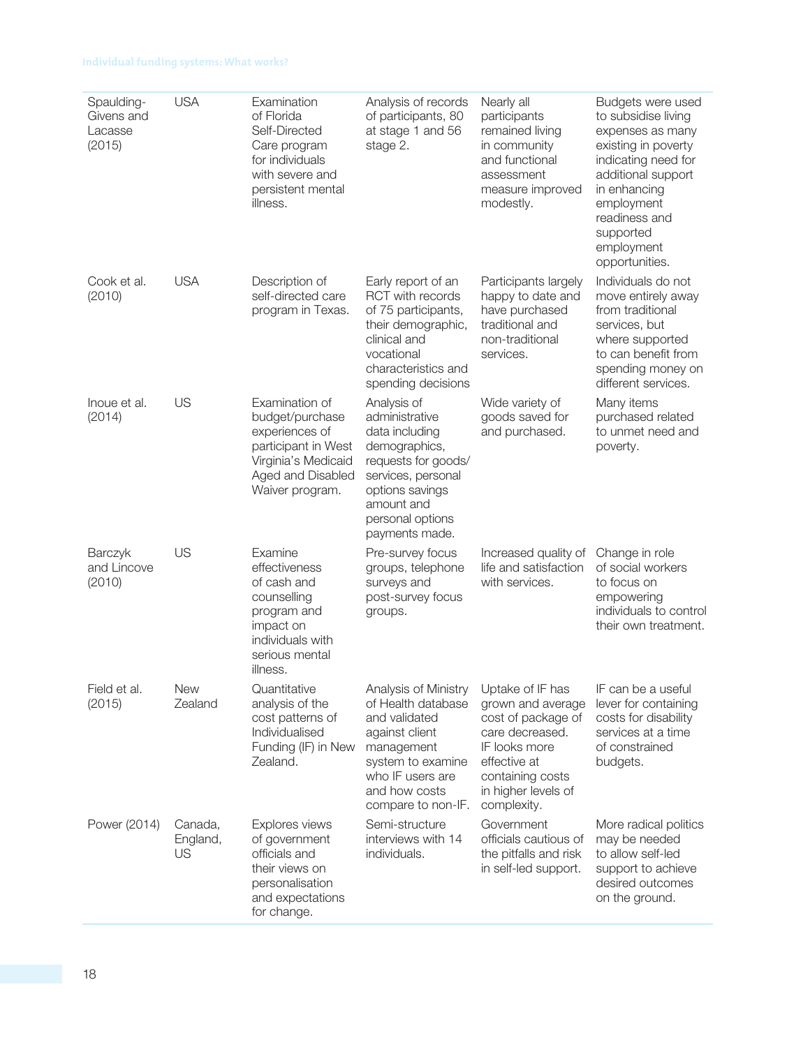| | | | | | |
|---|---|---|---|---|---|
| Spaulding-Givens and Lacasse (2015) | USA | Examination of Florida Self-Directed Care program for individuals with severe and persistent mental illness. | Analysis of records of participants, 80 at stage 1 and 56 stage 2. | Nearly all participants remained living in community and functional assessment measure improved modestly. | Budgets were used to subsidise living expenses as many existing in poverty indicating need for additional support in enhancing employment readiness and supported employment opportunities. |
| Cook et al. (2010) | USA | Description of self-directed care program in Texas. | Early report of an RCT with records of 75 participants, their demographic, clinical and vocational characteristics and spending decisions | Participants largely happy to date and have purchased traditional and non-traditional services. | Individuals do not move entirely away from traditional services, but where supported to can benefit from spending money on different services. |
| Inoue et al. (2014) | US | Examination of budget/purchase experiences of participant in West Virginia's Medicaid Aged and Disabled Waiver program. | Analysis of administrative data including demographics, requests for goods/services, personal options savings amount and personal options payments made. | Wide variety of goods saved for and purchased. | Many items purchased related to unmet need and poverty. |
| Barczyk and Lincove (2010) | US | Examine effectiveness of cash and counselling program and impact on individuals with serious mental illness. | Pre-survey focus groups, telephone surveys and post-survey focus groups. | Increased quality of life and satisfaction with services. | Change in role of social workers to focus on empowering individuals to control their own treatment. |
| Field et al. (2015) | New Zealand | Quantitative analysis of the cost patterns of Individualised Funding (IF) in New Zealand. | Analysis of Ministry of Health database and validated against client management system to examine who IF users are and how costs compare to non-IF. | Uptake of IF has grown and average cost of package of care decreased. IF looks more effective at containing costs in higher levels of complexity. | IF can be a useful lever for containing costs for disability services at a time of constrained budgets. |
| Power (2014) | Canada, England, US | Explores views of government officials and their views on personalisation and expectations for change. | Semi-structure interviews with 14 individuals. | Government officials cautious of the pitfalls and risk in self-led support. | More radical politics may be needed to allow self-led support to achieve desired outcomes on the ground. |